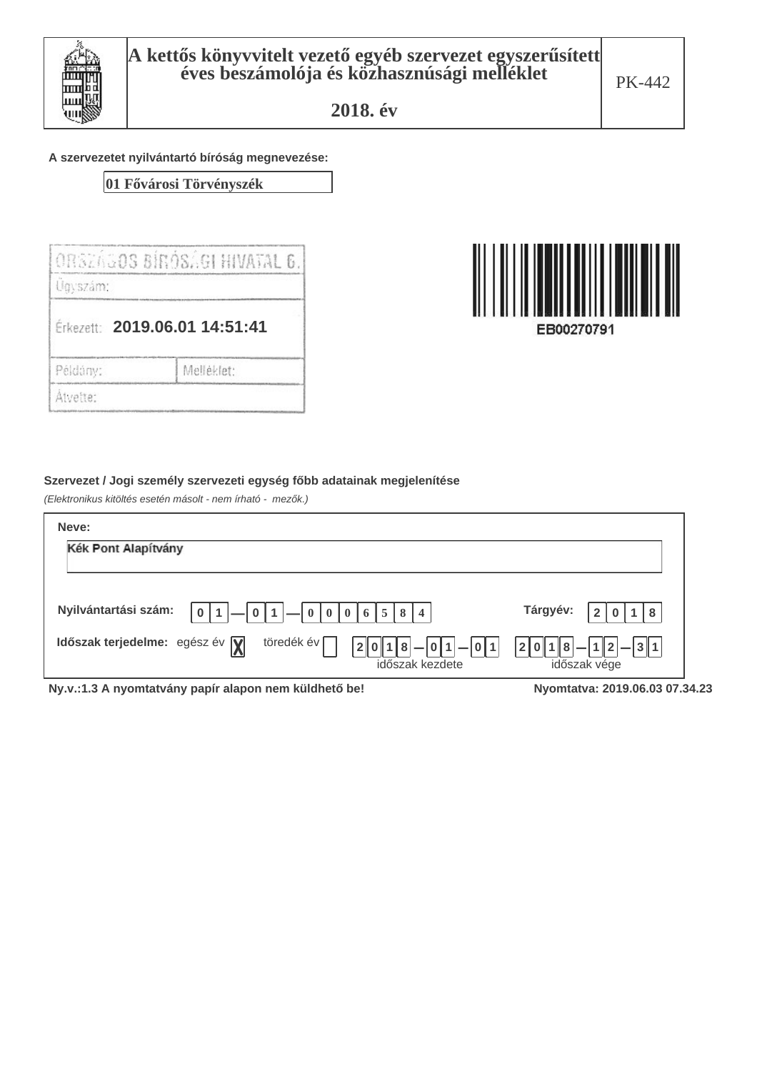# A kettős könyvvitelt vezető egyéb szervezet egyszerűsített éves beszámolója és közhasznúsági melléklet

## 2018. év

PK-442

**A szervezetet nyilvántartó bíróság megnevezése:**

01 Fővárosi Törvényszék

ORSZÁGOS BÍRÓSÁGI HIVATAL 6.

| | |
|---|---|
| Ügyszám: | |
| Érkezett: 2019.06.01 14:51:41 | |
| Példány: | Melléklet: |
| Átvette: | |

EB00270791

**Szervezet / Jogi személy szervezeti egység főbb adatainak megjelenítése**

*(Elektronikus kitöltés esetén másolt - nem írható - mezők.)*

**Neve:**

Kék Pont Alapítvány

**Nyilvántartási szám:** 01 — 01 — 0006584

**Tárgyév:** 2018

**Időszak terjedelme:** egész év [X] töredék év [ ]

2018 — 01 — 01 (időszak kezdete)

2018 — 12 — 31 (időszak vége)

**Ny.v.:1.3 A nyomtatvány papír alapon nem küldhető be!**

**Nyomtatva: 2019.06.03 07.34.23**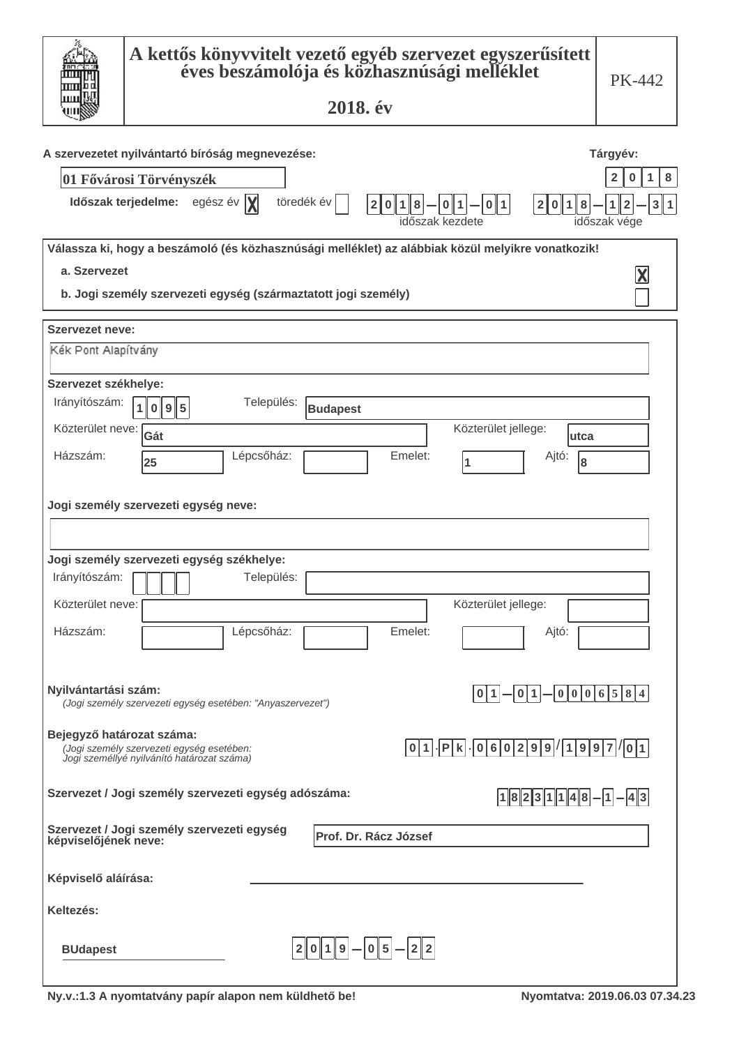# A kettős könyvvitelt vezető egyéb szervezet egyszerűsített éves beszámolója és közhasznúsági melléklet

## 2018. év

PK-442

**A szervezetet nyilvántartó bíróság megnevezése:** 01 Fővárosi Törvényszék

**Tárgyév:** 2018

**Időszak terjedelme:** egész év [X] töredék év [ ]

2018-01-01 (időszak kezdete) – 2018-12-31 (időszak vége)

**Válassza ki, hogy a beszámoló (és közhasznúsági melléklet) az alábbiak közül melyikre vonatkozik!**

- a. Szervezet [X]
- b. Jogi személy szervezeti egység (származtatott jogi személy) [ ]

**Szervezet neve:**

Kék Pont Alapítvány

**Szervezet székhelye:**

| Irányítószám: | 1095 | Település: | Budapest |
|---|---|---|---|
| Közterület neve: | Gát | Közterület jellege: | utca |
| Házszám: | 25 | Lépcsőház: | |
| Emelet: | 1 | Ajtó: | 8 |

**Jogi személy szervezeti egység neve:**

**Jogi személy szervezeti egység székhelye:**

| Irányítószám: | | Település: | |
|---|---|---|---|
| Közterület neve: | | Közterület jellege: | |
| Házszám: | | Lépcsőház: | |
| Emelet: | | Ajtó: | |

**Nyilvántartási szám:** 01-01-0006584
*(Jogi személy szervezeti egység esetében: "Anyaszervezet")*

**Bejegyző határozat száma:** 01.Pk.060299/1997/01
*(Jogi személy szervezeti egység esetében: Jogi személlyé nyilvánító határozat száma)*

**Szervezet / Jogi személy szervezeti egység adószáma:** 18231148-1-43

**Szervezet / Jogi személy szervezeti egység képviselőjének neve:** Prof. Dr. Rácz József

**Képviselő aláírása:** ______________________

**Keltezés:**

BUdapest 2019-05-22

Ny.v.:1.3 A nyomtatvány papír alapon nem küldhető be!

Nyomtatva: 2019.06.03 07.34.23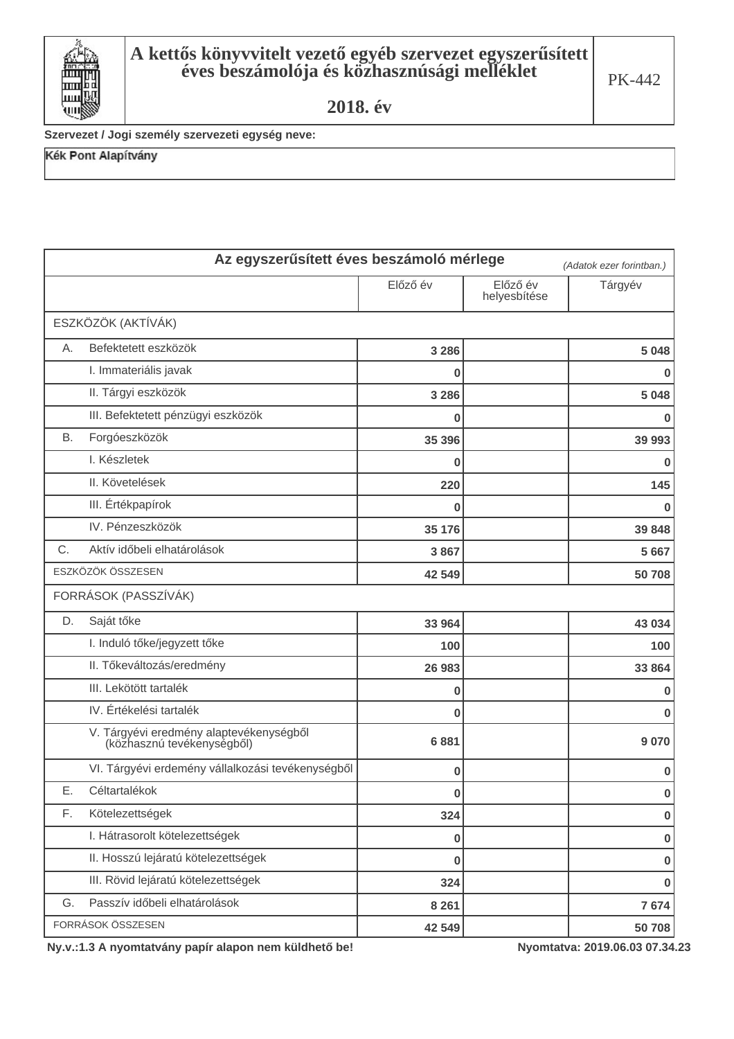# A kettős könyvvitelt vezető egyéb szervezet egyszerűsített éves beszámolója és közhasznúsági melléklet

## 2018. év

PK-442

**Szervezet / Jogi személy szervezeti egység neve:**

Kék Pont Alapítvány

### Az egyszerűsített éves beszámoló mérlege

*(Adatok ezer forintban.)*

| | Előző év | Előző év helyesbítése | Tárgyév |
|---|---|---|---|
| ESZKÖZÖK (AKTÍVÁK) | | | |
| A. Befektetett eszközök | 3 286 | | 5 048 |
| I. Immateriális javak | 0 | | 0 |
| II. Tárgyi eszközök | 3 286 | | 5 048 |
| III. Befektetett pénzügyi eszközök | 0 | | 0 |
| B. Forgóeszközök | 35 396 | | 39 993 |
| I. Készletek | 0 | | 0 |
| II. Követelések | 220 | | 145 |
| III. Értékpapírok | 0 | | 0 |
| IV. Pénzeszközök | 35 176 | | 39 848 |
| C. Aktív időbeli elhatárolások | 3 867 | | 5 667 |
| ESZKÖZÖK ÖSSZESEN | 42 549 | | 50 708 |
| FORRÁSOK (PASSZÍVÁK) | | | |
| D. Saját tőke | 33 964 | | 43 034 |
| I. Induló tőke/jegyzett tőke | 100 | | 100 |
| II. Tőkeváltozás/eredmény | 26 983 | | 33 864 |
| III. Lekötött tartalék | 0 | | 0 |
| IV. Értékelési tartalék | 0 | | 0 |
| V. Tárgyévi eredmény alaptevékenységből (közhasznú tevékenységből) | 6 881 | | 9 070 |
| VI. Tárgyévi erdemény vállalkozási tevékenységből | 0 | | 0 |
| E. Céltartalékok | 0 | | 0 |
| F. Kötelezettségek | 324 | | 0 |
| I. Hátrasorolt kötelezettségek | 0 | | 0 |
| II. Hosszú lejáratú kötelezettségek | 0 | | 0 |
| III. Rövid lejáratú kötelezettségek | 324 | | 0 |
| G. Passzív időbeli elhatárolások | 8 261 | | 7 674 |
| FORRÁSOK ÖSSZESEN | 42 549 | | 50 708 |

**Ny.v.:1.3 A nyomtatvány papír alapon nem küldhető be!**

**Nyomtatva: 2019.06.03 07.34.23**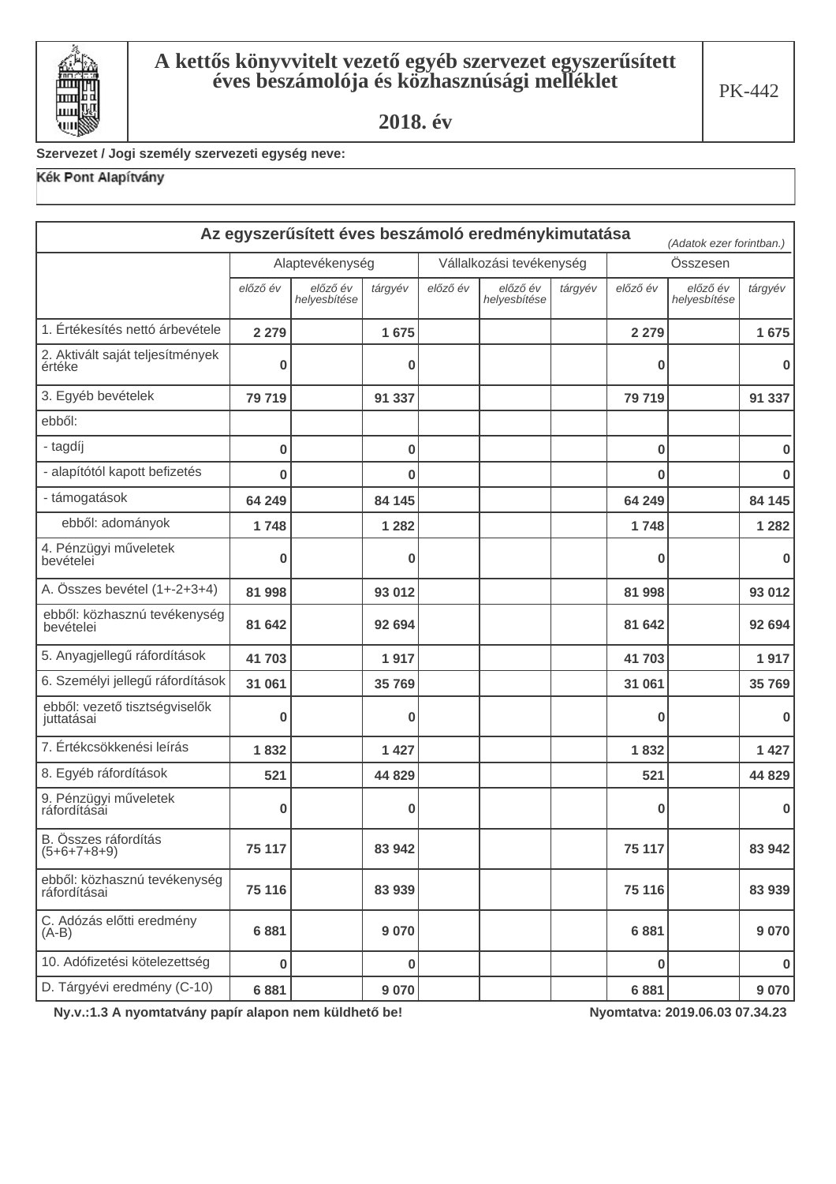# A kettős könyvvitelt vezető egyéb szervezet egyszerűsített éves beszámolója és közhasznúsági melléklet

## 2018. év

PK-442

**Szervezet / Jogi személy szervezeti egység neve:**

Kék Pont Alapítvány

## Az egyszerűsített éves beszámoló eredménykimutatása

*(Adatok ezer forintban.)*

| | Alaptevékenység | | | Vállalkozási tevékenység | | | Összesen | | |
|---|---|---|---|---|---|---|---|---|---|
| | *előző év* | *előző év helyesbítése* | *tárgyév* | *előző év* | *előző év helyesbítése* | *tárgyév* | *előző év* | *előző év helyesbítése* | *tárgyév* |
| 1. Értékesítés nettó árbevétele | 2 279 | | 1 675 | | | | 2 279 | | 1 675 |
| 2. Aktivált saját teljesítmények értéke | 0 | | 0 | | | | 0 | | 0 |
| 3. Egyéb bevételek | 79 719 | | 91 337 | | | | 79 719 | | 91 337 |
| ebből: | | | | | | | | | |
| - tagdíj | 0 | | 0 | | | | 0 | | 0 |
| - alapítótól kapott befizetés | 0 | | 0 | | | | 0 | | 0 |
| - támogatások | 64 249 | | 84 145 | | | | 64 249 | | 84 145 |
| ebből: adományok | 1 748 | | 1 282 | | | | 1 748 | | 1 282 |
| 4. Pénzügyi műveletek bevételei | 0 | | 0 | | | | 0 | | 0 |
| A. Összes bevétel (1+-2+3+4) | 81 998 | | 93 012 | | | | 81 998 | | 93 012 |
| ebből: közhasznú tevékenység bevételei | 81 642 | | 92 694 | | | | 81 642 | | 92 694 |
| 5. Anyagjellegű ráfordítások | 41 703 | | 1 917 | | | | 41 703 | | 1 917 |
| 6. Személyi jellegű ráfordítások | 31 061 | | 35 769 | | | | 31 061 | | 35 769 |
| ebből: vezető tisztségviselők juttatásai | 0 | | 0 | | | | 0 | | 0 |
| 7. Értékcsökkenési leírás | 1 832 | | 1 427 | | | | 1 832 | | 1 427 |
| 8. Egyéb ráfordítások | 521 | | 44 829 | | | | 521 | | 44 829 |
| 9. Pénzügyi műveletek ráfordításai | 0 | | 0 | | | | 0 | | 0 |
| B. Összes ráfordítás (5+6+7+8+9) | 75 117 | | 83 942 | | | | 75 117 | | 83 942 |
| ebből: közhasznú tevékenység ráfordításai | 75 116 | | 83 939 | | | | 75 116 | | 83 939 |
| C. Adózás előtti eredmény (A-B) | 6 881 | | 9 070 | | | | 6 881 | | 9 070 |
| 10. Adófizetési kötelezettség | 0 | | 0 | | | | 0 | | 0 |
| D. Tárgyévi eredmény (C-10) | 6 881 | | 9 070 | | | | 6 881 | | 9 070 |

**Ny.v.:1.3 A nyomtatvány papír alapon nem küldhető be!** **Nyomtatva: 2019.06.03 07.34.23**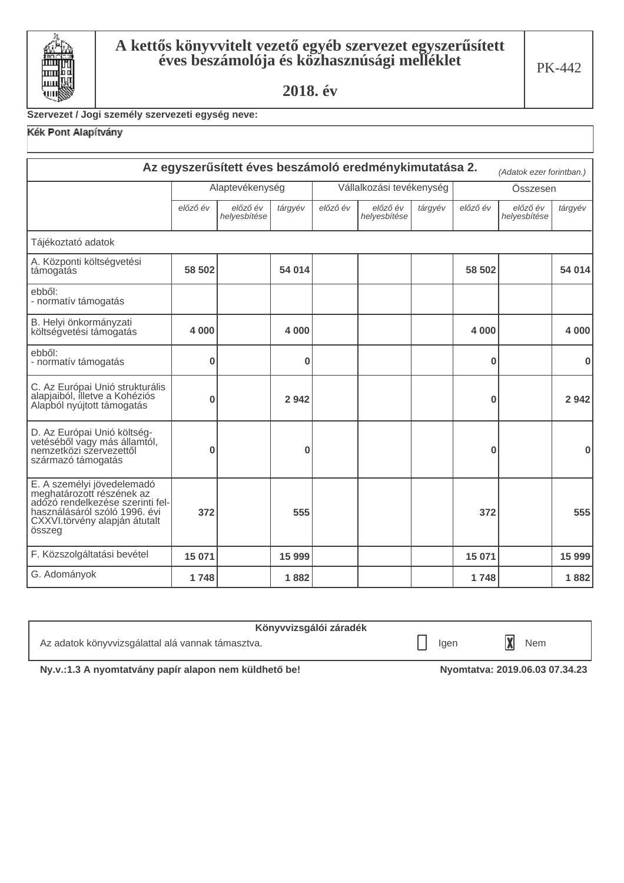# A kettős könyvvitelt vezető egyéb szervezet egyszerűsített éves beszámolója és közhasznúsági melléklet

## 2018. év

PK-442

**Szervezet / Jogi személy szervezeti egység neve:**

**Kék Pont Alapítvány**

### Az egyszerűsített éves beszámoló eredménykimutatása 2.

*(Adatok ezer forintban.)*

| | Alaptevékenység | | | Vállalkozási tevékenység | | | Összesen | | |
|---|---|---|---|---|---|---|---|---|---|
| | *előző év* | *előző év helyesbítése* | *tárgyév* | *előző év* | *előző év helyesbítése* | *tárgyév* | *előző év* | *előző év helyesbítése* | *tárgyév* |
| Tájékoztató adatok | | | | | | | | | |
| A. Központi költségvetési támogatás | 58 502 | | 54 014 | | | | 58 502 | | 54 014 |
| ebből:<br>- normatív támogatás | | | | | | | | | |
| B. Helyi önkormányzati költségvetési támogatás | 4 000 | | 4 000 | | | | 4 000 | | 4 000 |
| ebből:<br>- normatív támogatás | 0 | | 0 | | | | 0 | | 0 |
| C. Az Európai Unió strukturális alapjaiból, illetve a Kohéziós Alapból nyújtott támogatás | 0 | | 2 942 | | | | 0 | | 2 942 |
| D. Az Európai Unió költségvetéséből vagy más államtól, nemzetközi szervezettől származó támogatás | 0 | | 0 | | | | 0 | | 0 |
| E. A személyi jövedelemadó meghatározott részének az adózó rendelkezése szerinti felhasználásáról szóló 1996. évi CXXVI.törvény alapján átutalt összeg | 372 | | 555 | | | | 372 | | 555 |
| F. Közszolgáltatási bevétel | 15 071 | | 15 999 | | | | 15 071 | | 15 999 |
| G. Adományok | 1 748 | | 1 882 | | | | 1 748 | | 1 882 |

**Könyvvizsgálói záradék**

Az adatok könyvvizsgálattal alá vannak támasztva. ☐ Igen ☒ Nem

**Ny.v.:1.3 A nyomtatvány papír alapon nem küldhető be!** **Nyomtatva: 2019.06.03 07.34.23**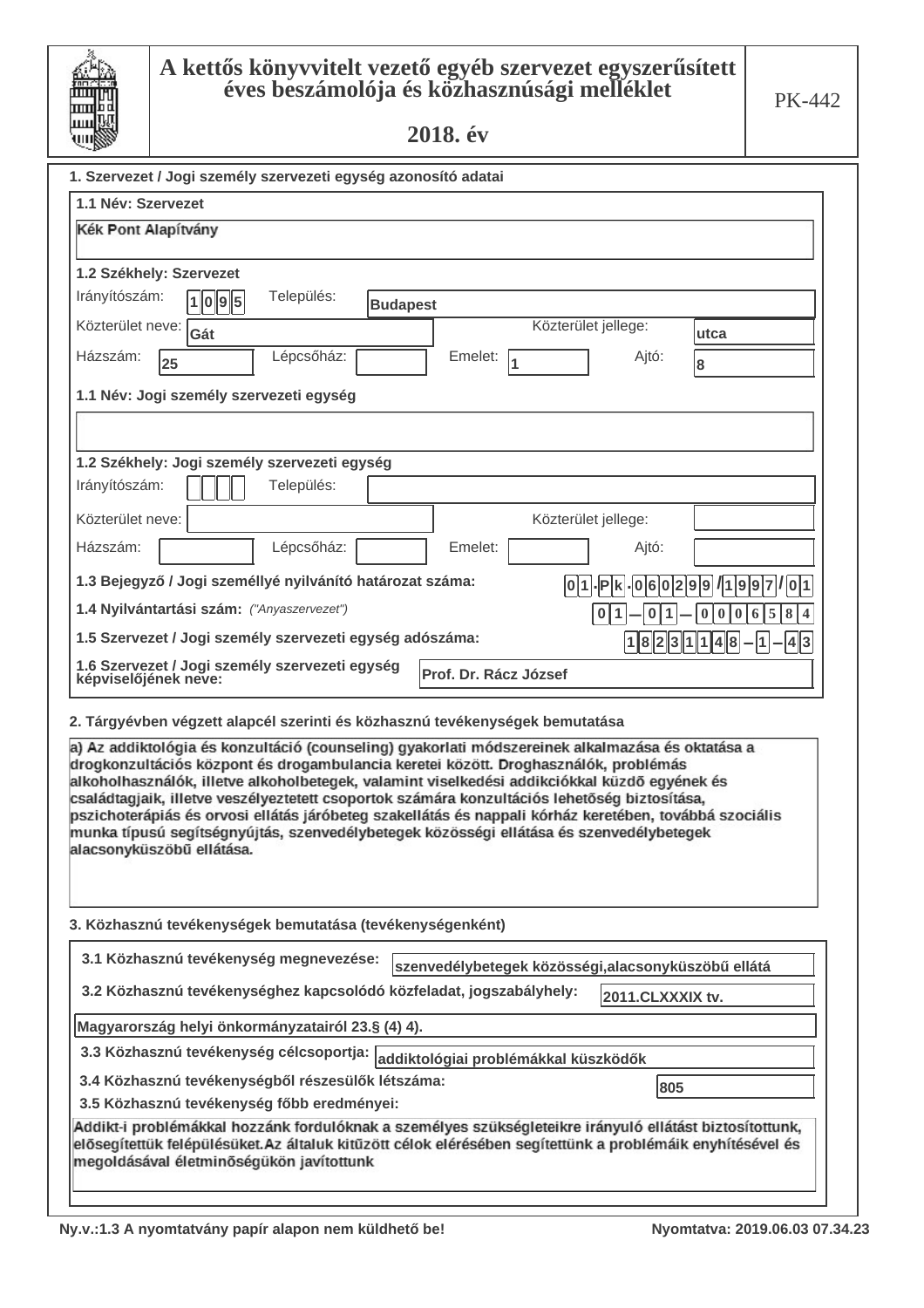# A kettős könyvvitelt vezető egyéb szervezet egyszerűsített éves beszámolója és közhasznúsági melléklet

## 2018. év

PK-442

### 1. Szervezet / Jogi személy szervezeti egység azonosító adatai

**1.1 Név: Szervezet**

Kék Pont Alapítvány

**1.2 Székhely: Szervezet**

| | | | | | | | |
|---|---|---|---|---|---|---|---|
| Irányítószám: | 1095 | Település: | Budapest | | | | |
| Közterület neve: | Gát | | | Közterület jellege: | utca | | |
| Házszám: | 25 | Lépcsőház: | | Emelet: | 1 | Ajtó: | 8 |

**1.1 Név: Jogi személy szervezeti egység**

**1.2 Székhely: Jogi személy szervezeti egység**

| | | | | | | | |
|---|---|---|---|---|---|---|---|
| Irányítószám: | | Település: | | | | | |
| Közterület neve: | | | | Közterület jellege: | | | |
| Házszám: | | Lépcsőház: | | Emelet: | | Ajtó: | |

**1.3 Bejegyző / Jogi személlyé nyilvánító határozat száma:** 01.Pk.060299/1997/01

**1.4 Nyilvántartási szám:** *("Anyaszervezet")* 01-01-0006584

**1.5 Szervezet / Jogi személy szervezeti egység adószáma:** 18231148-1-43

**1.6 Szervezet / Jogi személy szervezeti egység képviselőjének neve:** Prof. Dr. Rácz József

### 2. Tárgyévben végzett alapcél szerinti és közhasznú tevékenységek bemutatása

a) Az addiktológia és konzultáció (counseling) gyakorlati módszereinek alkalmazása és oktatása a drogkonzultációs központ és drogambulancia keretei között. Droghasználók, problémás alkoholhasználók, illetve alkoholbetegek, valamint viselkedési addikciókkal küzdő egyének és családtagjaik, illetve veszélyeztetett csoportok számára konzultációs lehetőség biztosítása, pszichoterápiás és orvosi ellátás járóbeteg szakellátás és nappali kórház keretében, továbbá szociális munka típusú segítségnyújtás, szenvedélybetegek közösségi ellátása és szenvedélybetegek alacsonyküszöbű ellátása.

### 3. Közhasznú tevékenységek bemutatása (tevékenységenként)

**3.1 Közhasznú tevékenység megnevezése:** szenvedélybetegek közösségi,alacsonyküszöbű ellátá

**3.2 Közhasznú tevékenységhez kapcsolódó közfeladat, jogszabályhely:** 2011.CLXXXIX tv.

Magyarország helyi önkormányzatairól 23.§ (4) 4).

**3.3 Közhasznú tevékenység célcsoportja:** addiktológiai problémákkal küszködők

**3.4 Közhasznú tevékenységből részesülők létszáma:** 805

**3.5 Közhasznú tevékenység főbb eredményei:**

Addikt-i problémákkal hozzánk fordulóknak a személyes szükségleteikre irányuló ellátást biztosítottunk, elősegítettük felépülésüket.Az általuk kitűzött célok elérésében segítettünk a problémáik enyhítésével és megoldásával életminőségükön javítottunk

Ny.v.:1.3 A nyomtatvány papír alapon nem küldhető be!

Nyomtatva: 2019.06.03 07.34.23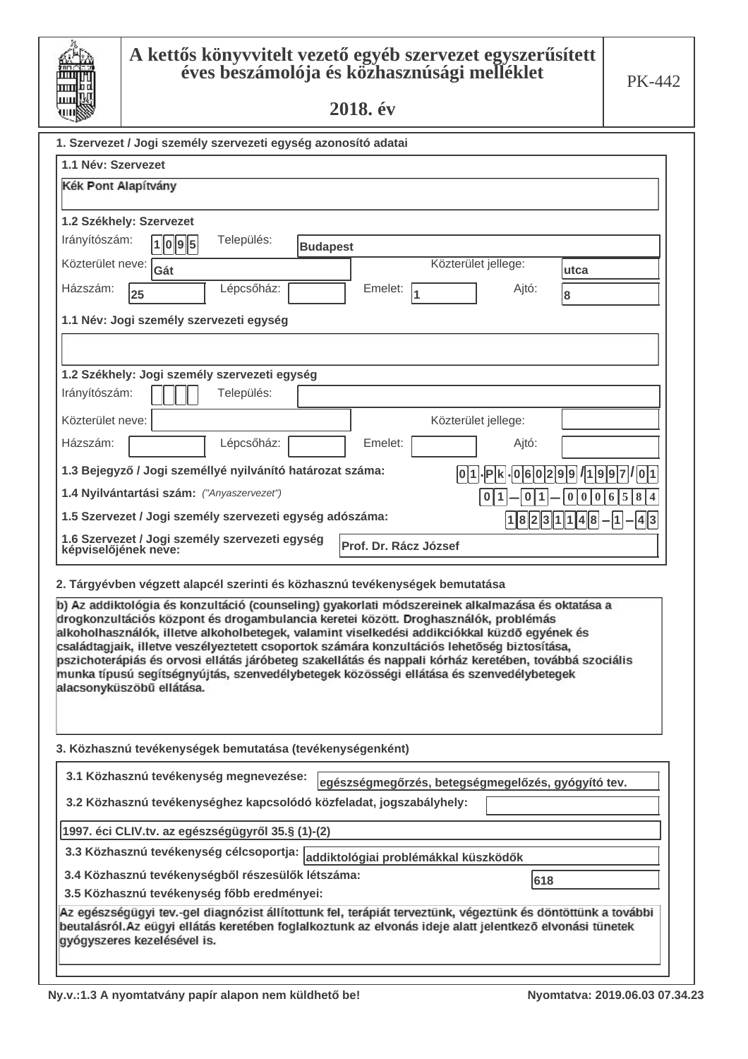# A kettős könyvvitelt vezető egyéb szervezet egyszerűsített éves beszámolója és közhasznúsági melléklet

## 2018. év

PK-442

### 1. Szervezet / Jogi személy szervezeti egység azonosító adatai

**1.1 Név: Szervezet**

Kék Pont Alapítvány

**1.2 Székhely: Szervezet**

Irányítószám: 1095 Település: Budapest

Közterület neve: Gát Közterület jellege: utca

Házszám: 25 Lépcsőház: Emelet: 1 Ajtó: 8

**1.1 Név: Jogi személy szervezeti egység**

**1.2 Székhely: Jogi személy szervezeti egység**

Irányítószám: Település:

Közterület neve: Közterület jellege:

Házszám: Lépcsőház: Emelet: Ajtó:

**1.3 Bejegyző / Jogi személlyé nyilvánító határozat száma:** 01-Pk-060299/1997/01

**1.4 Nyilvántartási szám:** *("Anyaszervezet")* 01-01-0006584

**1.5 Szervezet / Jogi személy szervezeti egység adószáma:** 18231148-1-43

**1.6 Szervezet / Jogi személy szervezeti egység képviselőjének neve:** Prof. Dr. Rácz József

### 2. Tárgyévben végzett alapcél szerinti és közhasznú tevékenységek bemutatása

b) Az addiktológia és konzultáció (counseling) gyakorlati módszereinek alkalmazása és oktatása a drogkonzultációs központ és drogambulancia keretei között. Droghasználók, problémás alkoholhasználók, illetve alkoholbetegek, valamint viselkedési addikciókkal küzdő egyének és családtagjaik, illetve veszélyeztetett csoportok számára konzultációs lehetőség biztosítása, pszichoterápiás és orvosi ellátás járóbeteg szakellátás és nappali kórház keretében, továbbá szociális munka típusú segítségnyújtás, szenvedélybetegek közösségi ellátása és szenvedélybetegek alacsonyküszöbű ellátása.

### 3. Közhasznú tevékenységek bemutatása (tevékenységenként)

**3.1 Közhasznú tevékenység megnevezése:** egészségmegőrzés, betegségmegelőzés, gyógyító tev.

**3.2 Közhasznú tevékenységhez kapcsolódó közfeladat, jogszabályhely:**

1997. éci CLIV.tv. az egészségügyről 35.§ (1)-(2)

**3.3 Közhasznú tevékenység célcsoportja:** addiktológiai problémákkal küszködők

**3.4 Közhasznú tevékenységből részesülők létszáma:** 618

**3.5 Közhasznú tevékenység főbb eredményei:**

Az egészségügyi tev.-gel diagnózist állítottunk fel, terápiát terveztünk, végeztünk és döntöttünk a további beutalásról.Az eügyi ellátás keretében foglalkoztunk az elvonás ideje alatt jelentkező elvonási tünetek gyógyszeres kezelésével is.

Ny.v.:1.3 A nyomtatvány papír alapon nem küldhető be! Nyomtatva: 2019.06.03 07.34.23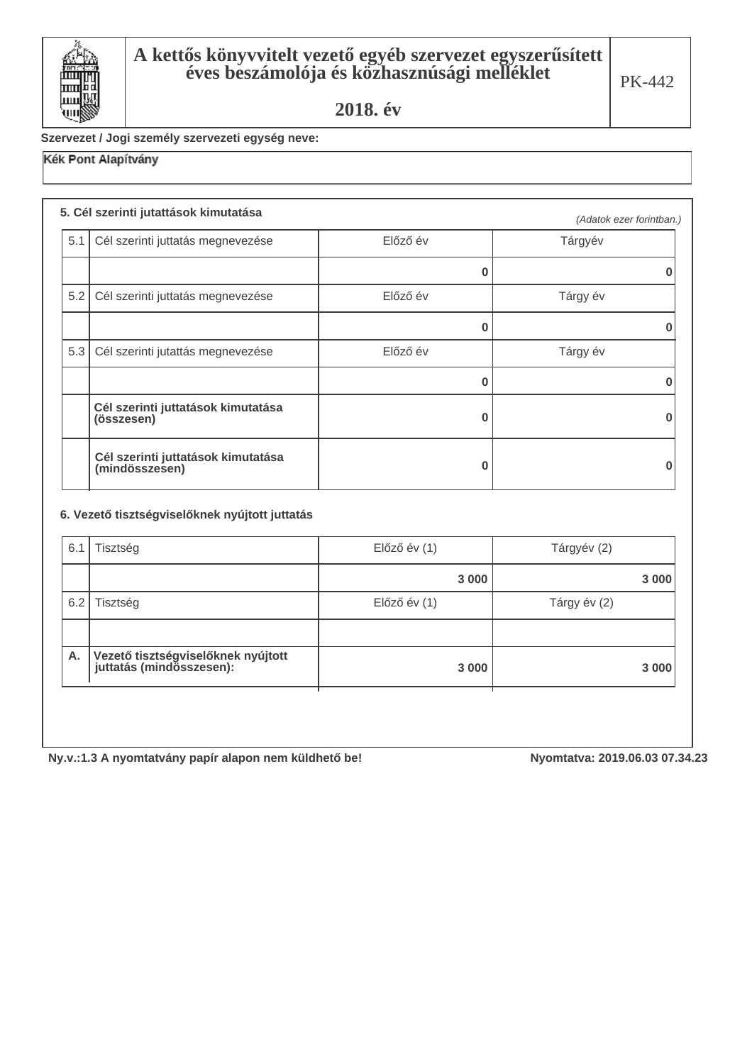# A kettős könyvvitelt vezető egyéb szervezet egyszerűsített éves beszámolója és közhasznúsági melléklet

## 2018. év

PK-442

**Szervezet / Jogi személy szervezeti egység neve:**

Kék Pont Alapítvány

### 5. Cél szerinti jutattások kimutatása

*(Adatok ezer forintban.)*

| | | | |
|---|---|---|---|
| 5.1 | Cél szerinti juttatás megnevezése | Előző év | Tárgyév |
| | | 0 | 0 |
| 5.2 | Cél szerinti juttatás megnevezése | Előző év | Tárgy év |
| | | 0 | 0 |
| 5.3 | Cél szerinti jutattás megnevezése | Előző év | Tárgy év |
| | | 0 | 0 |
| | **Cél szerinti juttatások kimutatása (összesen)** | 0 | 0 |
| | **Cél szerinti juttatások kimutatása (mindösszesen)** | 0 | 0 |

### 6. Vezető tisztségviselőknek nyújtott juttatás

| | | | |
|---|---|---|---|
| 6.1 | Tisztség | Előző év (1) | Tárgyév (2) |
| | | 3 000 | 3 000 |
| 6.2 | Tisztség | Előző év (1) | Tárgy év (2) |
| | | | |
| **A.** | **Vezető tisztségviselőknek nyújtott juttatás (mindösszesen):** | 3 000 | 3 000 |

Ny.v.:1.3 A nyomtatvány papír alapon nem küldhető be! Nyomtatva: 2019.06.03 07.34.23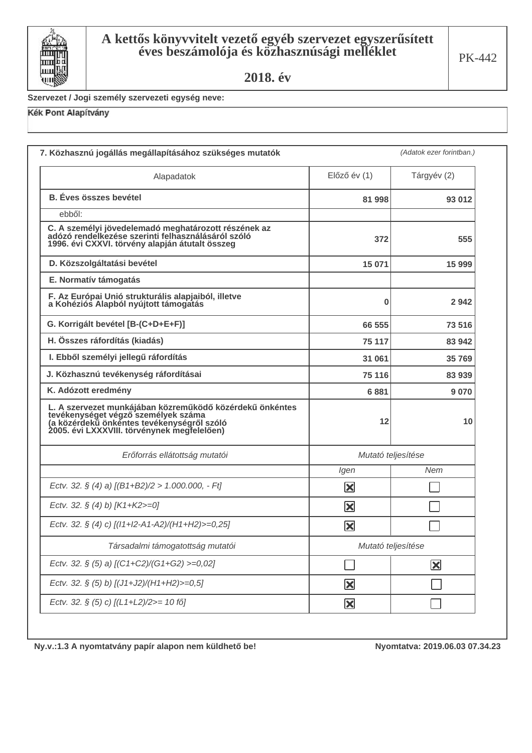# A kettős könyvvitelt vezető egyéb szervezet egyszerűsített éves beszámolója és közhasznúsági melléklet

**2018. év**

PK-442

**Szervezet / Jogi személy szervezeti egység neve:**

Kék Pont Alapítvány

## 7. Közhasznú jogállás megállapításához szükséges mutatók

*(Adatok ezer forintban.)*

| Alapadatok | Előző év (1) | Tárgyév (2) |
|---|---|---|
| **B. Éves összes bevétel** | **81 998** | **93 012** |
| ebből: | | |
| **C. A személyi jövedelemadó meghatározott részének az adózó rendelkezése szerinti felhasználásáról szóló 1996. évi CXXVI. törvény alapján átutalt összeg** | **372** | **555** |
| **D. Közszolgáltatási bevétel** | **15 071** | **15 999** |
| **E. Normatív támogatás** | | |
| **F. Az Európai Unió strukturális alapjaiból, illetve a Kohéziós Alapból nyújtott támogatás** | **0** | **2 942** |
| **G. Korrigált bevétel [B-(C+D+E+F)]** | **66 555** | **73 516** |
| **H. Összes ráfordítás (kiadás)** | **75 117** | **83 942** |
| **I. Ebből személyi jellegű ráfordítás** | **31 061** | **35 769** |
| **J. Közhasznú tevékenység ráfordításai** | **75 116** | **83 939** |
| **K. Adózott eredmény** | **6 881** | **9 070** |
| **L. A szervezet munkájában közreműködő közérdekű önkéntes tevékenységet végző személyek száma (a közérdekű önkéntes tevékenységről szóló 2005. évi LXXXVIII. törvénynek megfelelően)** | **12** | **10** |

| *Erőforrás ellátottság mutatói* | *Mutató teljesítése* | |
|---|---|---|
| | *Igen* | *Nem* |
| *Ectv. 32. § (4) a) [(B1+B2)/2 > 1.000.000, - Ft]* | ☒ | ☐ |
| *Ectv. 32. § (4) b) [K1+K2>=0]* | ☒ | ☐ |
| *Ectv. 32. § (4) c) [(I1+I2-A1-A2)/(H1+H2)>=0,25]* | ☒ | ☐ |

| *Társadalmi támogatottság mutatói* | *Mutató teljesítése* | |
|---|---|---|
| | *Igen* | *Nem* |
| *Ectv. 32. § (5) a) [(C1+C2)/(G1+G2) >=0,02]* | ☐ | ☒ |
| *Ectv. 32. § (5) b) [(J1+J2)/(H1+H2)>=0,5]* | ☒ | ☐ |
| *Ectv. 32. § (5) c) [(L1+L2)/2>= 10 fő]* | ☒ | ☐ |

**Ny.v.:1.3 A nyomtatvány papír alapon nem küldhető be!** **Nyomtatva: 2019.06.03 07.34.23**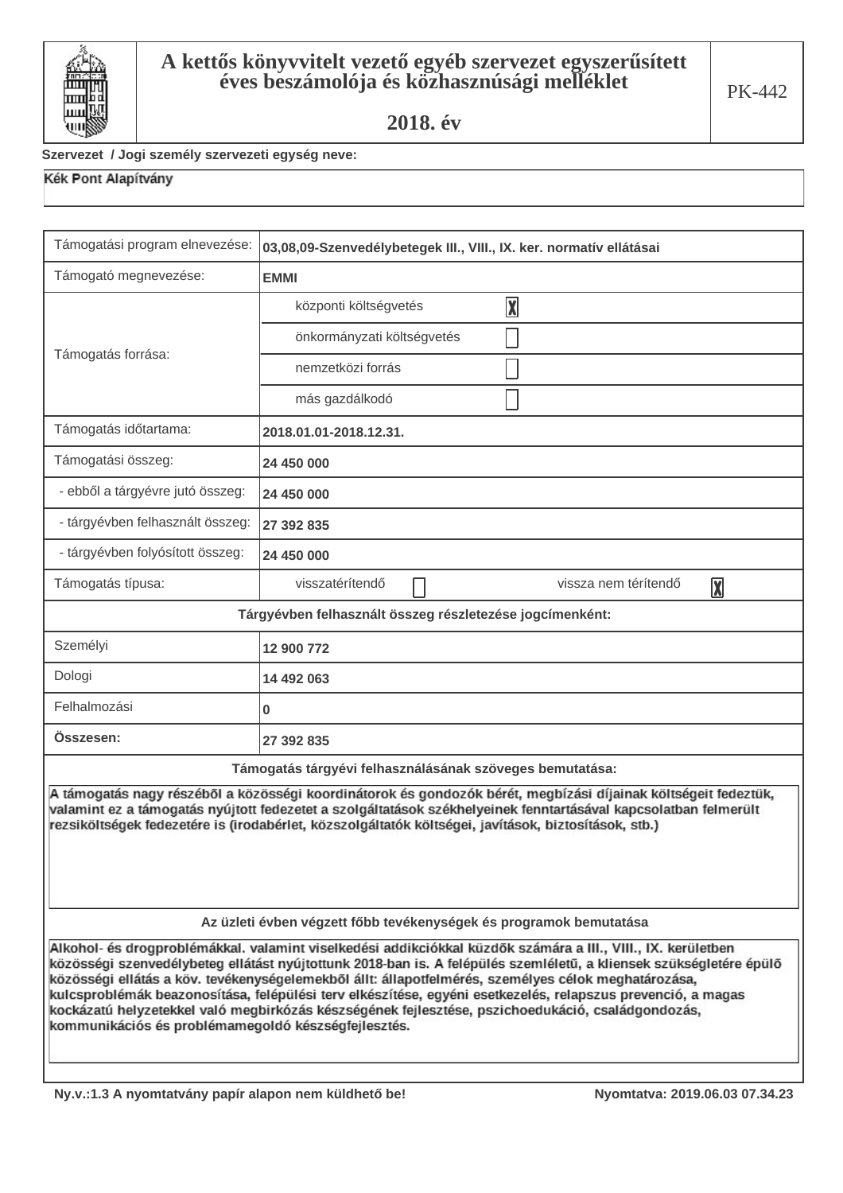# A kettős könyvvitelt vezető egyéb szervezet egyszerűsített éves beszámolója és közhasznúsági melléklet

## 2018. év

PK-442

**Szervezet / Jogi személy szervezeti egység neve:**

Kék Pont Alapítvány

| | |
|---|---|
| Támogatási program elnevezése: | **03,08,09-Szenvedélybetegek III., VIII., IX. ker. normatív ellátásai** |
| Támogató megnevezése: | **EMMI** |
| Támogatás forrása: | központi költségvetés [X] |
| | önkormányzati költségvetés [ ] |
| | nemzetközi forrás [ ] |
| | más gazdálkodó [ ] |
| Támogatás időtartama: | **2018.01.01-2018.12.31.** |
| Támogatási összeg: | **24 450 000** |
| - ebből a tárgyévre jutó összeg: | **24 450 000** |
| - tárgyévben felhasznált összeg: | **27 392 835** |
| - tárgyévben folyósított összeg: | **24 450 000** |
| Támogatás típusa: | visszatérítendő [ ] vissza nem térítendő [X] |

**Tárgyévben felhasznált összeg részletezése jogcímenként:**

| | |
|---|---|
| Személyi | **12 900 772** |
| Dologi | **14 492 063** |
| Felhalmozási | **0** |
| **Összesen:** | **27 392 835** |

**Támogatás tárgyévi felhasználásának szöveges bemutatása:**

A támogatás nagy részéből a közösségi koordinátorok és gondozók bérét, megbízási díjainak költségeit fedeztük, valamint ez a támogatás nyújtott fedezetet a szolgáltatások székhelyeinek fenntartásával kapcsolatban felmerült rezsiköltségek fedezetére is (irodabérlet, közszolgáltatók költségei, javítások, biztosítások, stb.)

**Az üzleti évben végzett főbb tevékenységek és programok bemutatása**

Alkohol- és drogproblémákkal. valamint viselkedési addikciókkal küzdők számára a III., VIII., IX. kerületben közösségi szenvedélybeteg ellátást nyújtottunk 2018-ban is. A település szemléletű, a kliensek szükségletére épülő közösségi ellátás a köv. tevékenységelemekből állt: állapotfelmérés, személyes célok meghatározása, kulcsproblémák beazonosítása, települési terv elkészítése, egyéni esetkezelés, relapszus prevenció, a magas kockázatú helyzetekkel való megbirkózás készségének fejlesztése, pszichoedukáció, családgondozás, kommunikációs és problémamegoldó készségfejlesztés.

Ny.v.:1.3 A nyomtatvány papír alapon nem küldhető be! Nyomtatva: 2019.06.03 07.34.23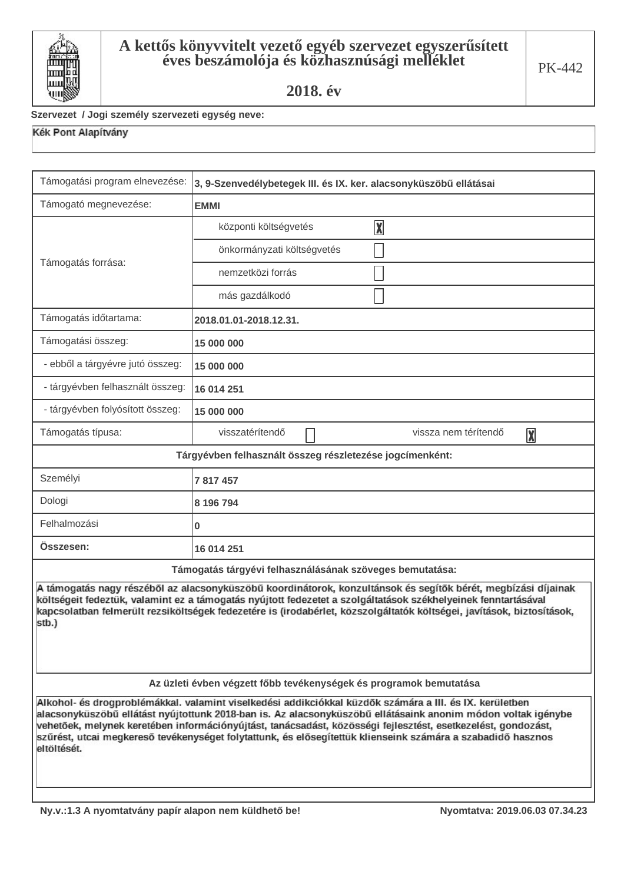# A kettős könyvvitelt vezető egyéb szervezet egyszerűsített éves beszámolója és közhasznúsági melléklet

## 2018. év

PK-442

**Szervezet / Jogi személy szervezeti egység neve:**

Kék Pont Alapítvány

| Támogatási program elnevezése: | 3, 9-Szenvedélybetegek III. és IX. ker. alacsonyküszöbű ellátásai |
|---|---|
| Támogató megnevezése: | EMMI |
| Támogatás forrása: | központi költségvetés [X] |
| | önkormányzati költségvetés [ ] |
| | nemzetközi forrás [ ] |
| | más gazdálkodó [ ] |
| Támogatás időtartama: | 2018.01.01-2018.12.31. |
| Támogatási összeg: | 15 000 000 |
| - ebből a tárgyévre jutó összeg: | 15 000 000 |
| - tárgyévben felhasznált összeg: | 16 014 251 |
| - tárgyévben folyósított összeg: | 15 000 000 |
| Támogatás típusa: | visszatérítendő [ ] vissza nem térítendő [X] |

**Tárgyévben felhasznált összeg részletezése jogcímenként:**

| Jogcím | Összeg |
|---|---|
| Személyi | 7 817 457 |
| Dologi | 8 196 794 |
| Felhalmozási | 0 |
| **Összesen:** | 16 014 251 |

**Támogatás tárgyévi felhasználásának szöveges bemutatása:**

A támogatás nagy részéből az alacsonyküszöbű koordinátorok, konzultánsok és segítők bérét, megbízási díjainak költségeit fedeztük, valamint ez a támogatás nyújtott fedezetet a szolgáltatások székhelyeinek fenntartásával kapcsolatban felmerült rezsiköltségek fedezetére is (irodabérlet, közszolgáltatók költségei, javítások, biztosítások, stb.)

**Az üzleti évben végzett főbb tevékenységek és programok bemutatása**

Alkohol- és drogproblémákkal. valamint viselkedési addikciókkal küzdők számára a III. és IX. kerületben alacsonyküszöbű ellátást nyújtottunk 2018-ban is. Az alacsonyküszöbű ellátásaink anonim módon voltak igénybe vehetőek, melynek keretében információnyújtást, tanácsadást, közösségi fejlesztést, esetkezelést, gondozást, szűrést, utcai megkereső tevékenységet folytattunk, és elősegítettük klienseink számára a szabadidő hasznos eltöltését.

Ny.v.:1.3 A nyomtatvány papír alapon nem küldhető be! Nyomtatva: 2019.06.03 07.34.23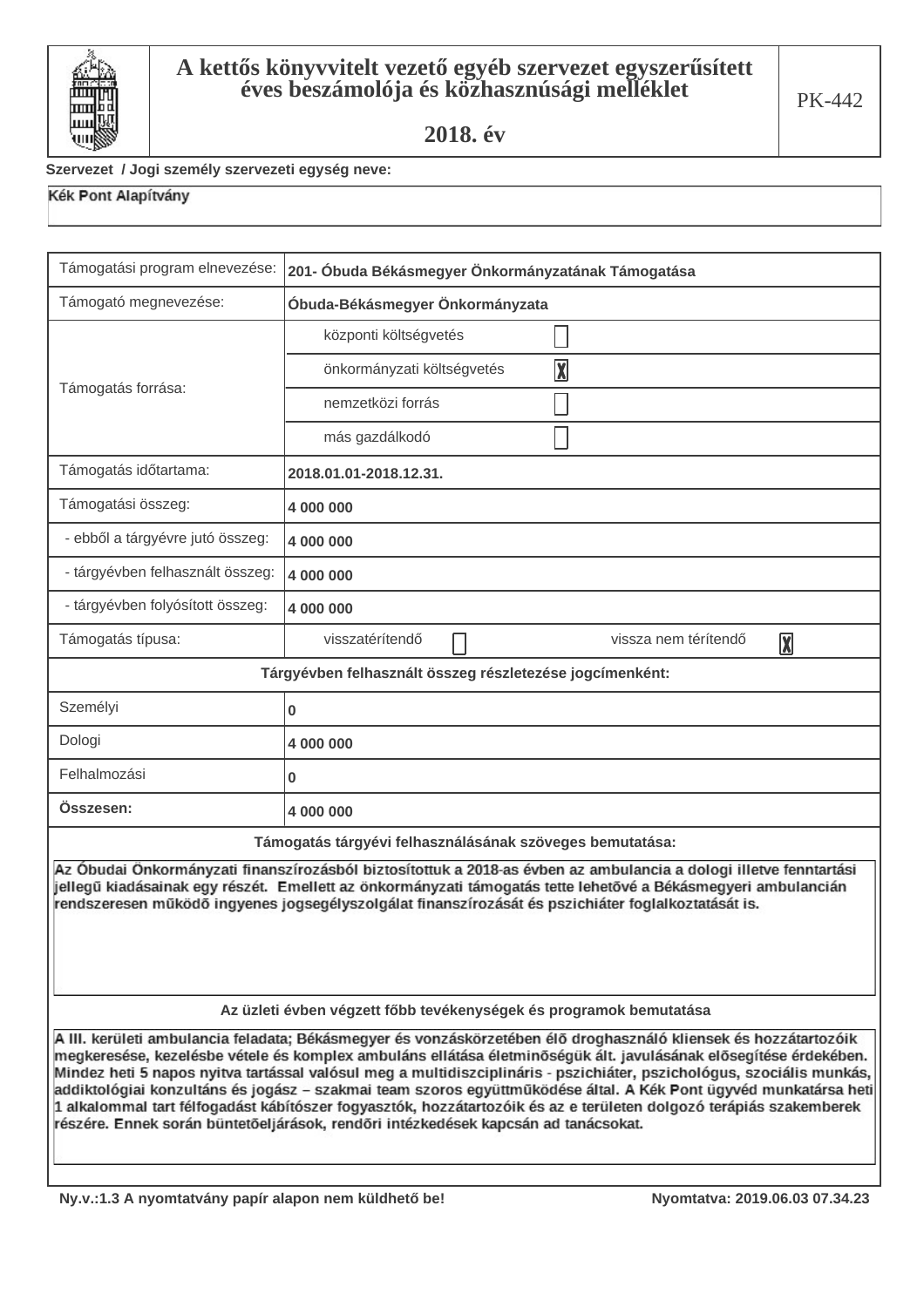# A kettős könyvvitelt vezető egyéb szervezet egyszerűsített éves beszámolója és közhasznúsági melléklet

## 2018. év

PK-442

Szervezet / Jogi személy szervezeti egység neve:

Kék Pont Alapítvány

| Támogatási program elnevezése: | 201- Óbuda Békásmegyer Önkormányzatának Támogatása | |
|---|---|---|
| Támogató megnevezése: | Óbuda-Békásmegyer Önkormányzata | |
| Támogatás forrása: | központi költségvetés | ☐ |
| | önkormányzati költségvetés | ☒ |
| | nemzetközi forrás | ☐ |
| | más gazdálkodó | ☐ |
| Támogatás időtartama: | 2018.01.01-2018.12.31. | |
| Támogatási összeg: | 4 000 000 | |
| - ebből a tárgyévre jutó összeg: | 4 000 000 | |
| - tárgyévben felhasznált összeg: | 4 000 000 | |
| - tárgyévben folyósított összeg: | 4 000 000 | |
| Támogatás típusa: | visszatérítendő ☐ | vissza nem térítendő ☒ |

**Tárgyévben felhasznált összeg részletezése jogcímenként:**

| | |
|---|---|
| Személyi | 0 |
| Dologi | 4 000 000 |
| Felhalmozási | 0 |
| **Összesen:** | 4 000 000 |

**Támogatás tárgyévi felhasználásának szöveges bemutatása:**

Az Óbudai Önkormányzati finanszírozásból biztosítottuk a 2018-as évben az ambulancia a dologi illetve fenntartási jellegű kiadásainak egy részét. Emellett az önkormányzati támogatás tette lehetővé a Békásmegyeri ambulancián rendszeresen működő ingyenes jogsegélyszolgálat finanszírozását és pszichiáter foglalkoztatását is.

**Az üzleti évben végzett főbb tevékenységek és programok bemutatása**

A III. kerületi ambulancia feladata; Békásmegyer és vonzáskörzetében élő droghasználó kliensek és hozzátartozóik megkeresése, kezelésbe vétele és komplex ambuláns ellátása életminőségük ált. javulásának elősegítése érdekében. Mindez heti 5 napos nyitva tartással valósul meg a multidiszciplináris - pszichiáter, pszichológus, szociális munkás, addiktológiai konzultáns és jogász – szakmai team szoros együttműködése által. A Kék Pont ügyvéd munkatársa heti 1 alkalommal tart félfogadást kábítószer fogyasztók, hozzátartozóik és az e területen dolgozó terápiás szakemberek részére. Ennek során büntetőeljárások, rendőri intézkedések kapcsán ad tanácsokat.

Ny.v.:1.3 A nyomtatvány papír alapon nem küldhető be! Nyomtatva: 2019.06.03 07.34.23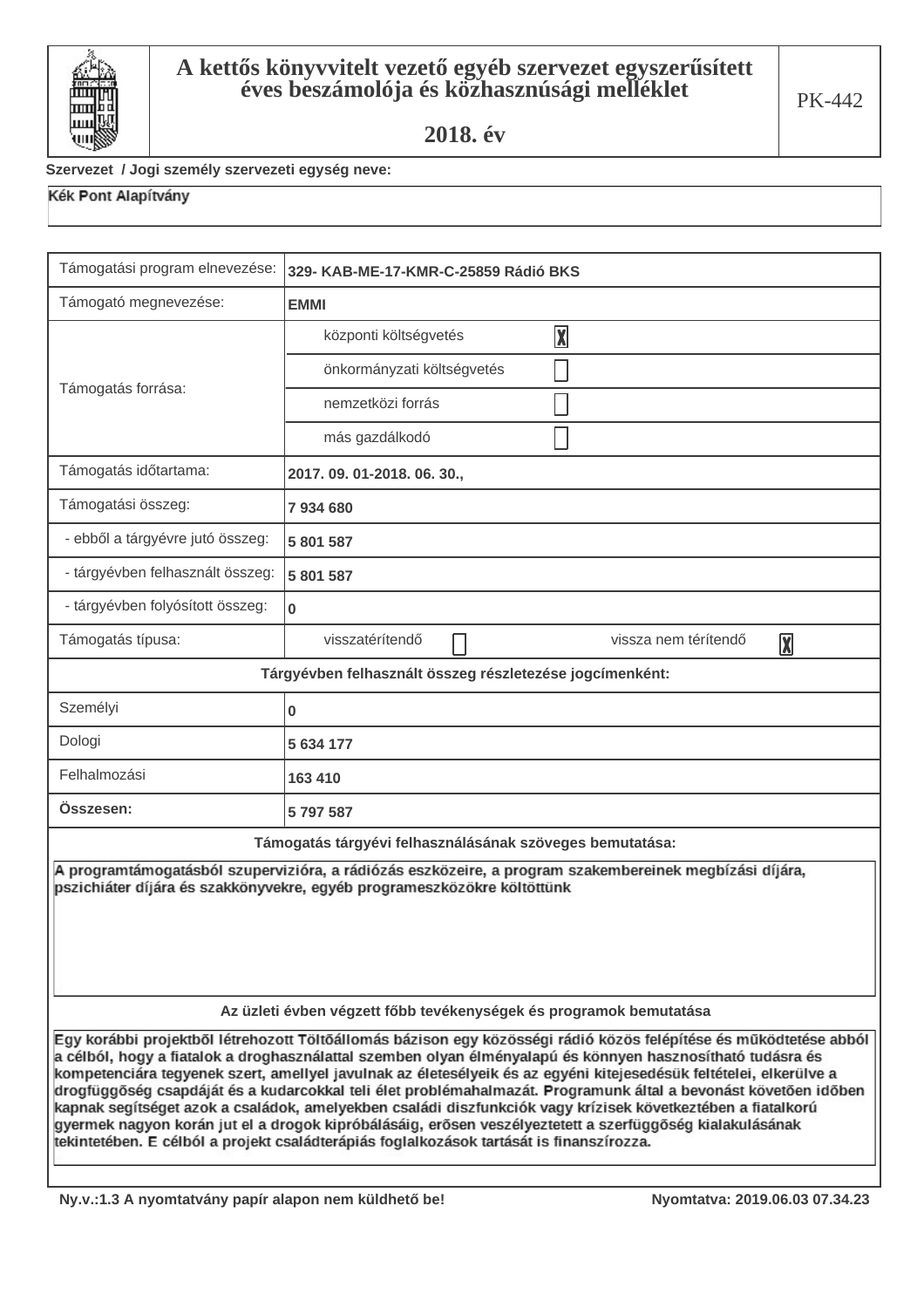# A kettős könyvvitelt vezető egyéb szervezet egyszerűsített éves beszámolója és közhasznúsági melléklet

## 2018. év

PK-442

Szervezet / Jogi személy szervezeti egység neve:

Kék Pont Alapítvány

| Támogatási program elnevezése: | 329- KAB-ME-17-KMR-C-25859 Rádió BKS | | |
|---|---|---|---|
| Támogató megnevezése: | EMMI | | |
| Támogatás forrása: | központi költségvetés | X | |
| | önkormányzati költségvetés | ☐ | |
| | nemzetközi forrás | ☐ | |
| | más gazdálkodó | ☐ | |
| Támogatás időtartama: | 2017. 09. 01-2018. 06. 30., | | |
| Támogatási összeg: | 7 934 680 | | |
| - ebből a tárgyévre jutó összeg: | 5 801 587 | | |
| - tárgyévben felhasznált összeg: | 5 801 587 | | |
| - tárgyévben folyósított összeg: | 0 | | |
| Támogatás típusa: | visszatérítendő ☐ | vissza nem térítendő | X |
| **Tárgyévben felhasznált összeg részletezése jogcímenként:** | | | |
| Személyi | 0 | | |
| Dologi | 5 634 177 | | |
| Felhalmozási | 163 410 | | |
| **Összesen:** | 5 797 587 | | |

**Támogatás tárgyévi felhasználásának szöveges bemutatása:**

A programtámogatásból szupervizióra, a rádiózás eszközeire, a program szakembereinek megbízási díjára, pszichiáter díjára és szakkönyvekre, egyéb programeszközökre költöttünk

**Az üzleti évben végzett főbb tevékenységek és programok bemutatása**

Egy korábbi projektből létrehozott Töltőállomás bázison egy közösségi rádió közös felépítése és működtetése abból a célból, hogy a fiatalok a droghasználattal szemben olyan élményalapú és könnyen hasznosítható tudásra és kompetenciára tegyenek szert, amellyel javulnak az életesélyeik és az egyéni kitejesedésük feltételei, elkerülve a drogfüggőség csapdáját és a kudarcokkal teli élet problémahalmazát. Programunk által a bevonást követően időben kapnak segítséget azok a családok, amelyekben családi diszfunkciók vagy krízisek következtében a fiatalkorú gyermek nagyon korán jut el a drogok kipróbálásáig, erősen veszélyeztetett a szerfüggőség kialakulásának tekintetében. E célból a projekt családterápiás foglalkozások tartását is finanszírozza.

Ny.v.:1.3 A nyomtatvány papír alapon nem küldhető be! Nyomtatva: 2019.06.03 07.34.23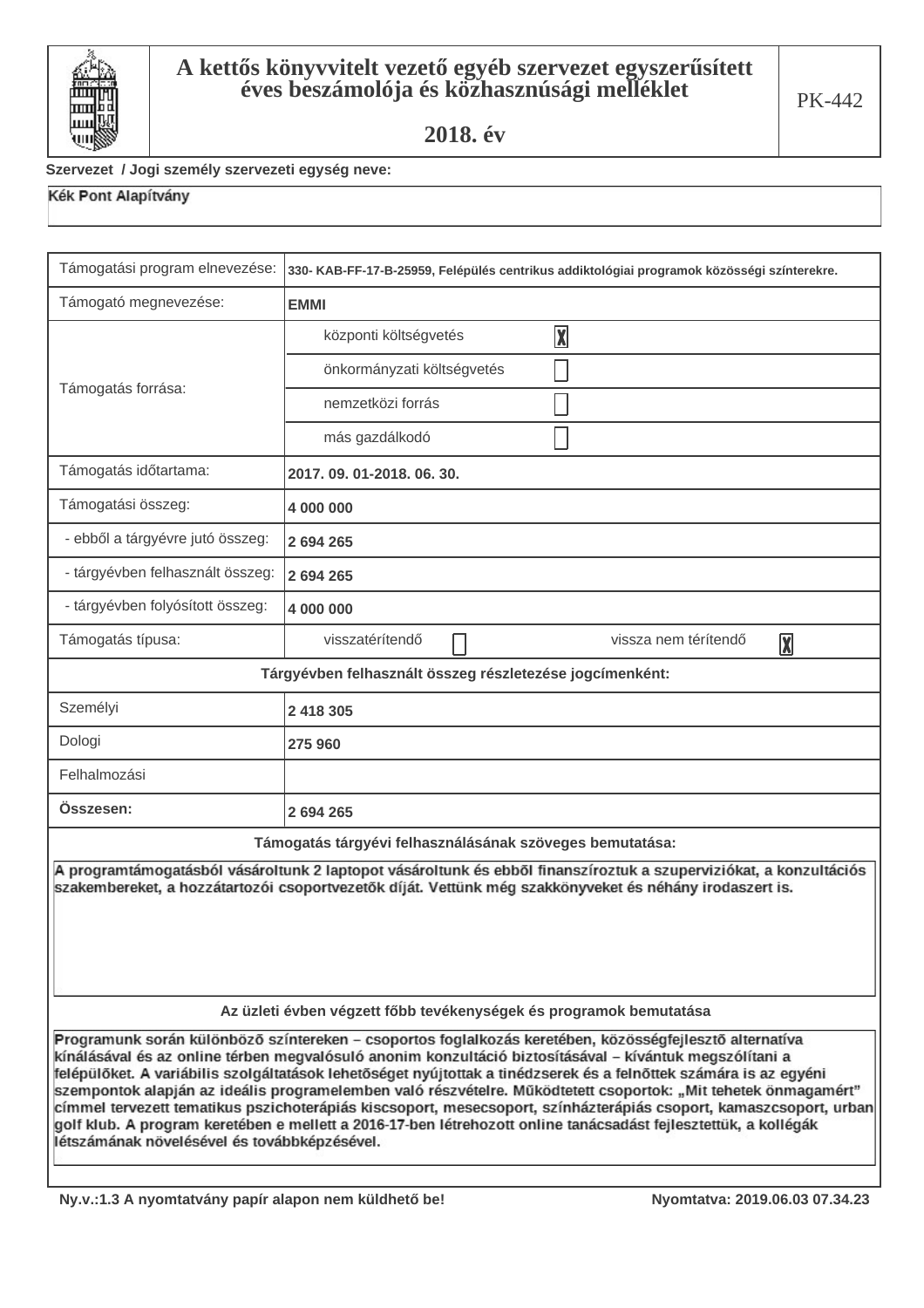# A kettős könyvvitelt vezető egyéb szervezet egyszerűsített éves beszámolója és közhasznúsági melléklet

## 2018. év

PK-442

Szervezet / Jogi személy szervezeti egység neve:

Kék Pont Alapítvány

| Támogatási program elnevezése: | 330- KAB-FF-17-B-25959, Felépülés centrikus addiktológiai programok közösségi színterekre. |
|---|---|
| Támogató megnevezése: | EMMI |
| Támogatás forrása: | központi költségvetés [X] |
| | önkormányzati költségvetés [ ] |
| | nemzetközi forrás [ ] |
| | más gazdálkodó [ ] |
| Támogatás időtartama: | 2017. 09. 01-2018. 06. 30. |
| Támogatási összeg: | 4 000 000 |
| - ebből a tárgyévre jutó összeg: | 2 694 265 |
| - tárgyévben felhasznált összeg: | 2 694 265 |
| - tárgyévben folyósított összeg: | 4 000 000 |
| Támogatás típusa: | visszatérítendő [ ] vissza nem térítendő [X] |
| **Tárgyévben felhasznált összeg részletezése jogcímenként:** | |
| Személyi | 2 418 305 |
| Dologi | 275 960 |
| Felhalmozási | |
| **Összesen:** | 2 694 265 |

**Támogatás tárgyévi felhasználásának szöveges bemutatása:**

A programtámogatásból vásároltunk 2 laptopot vásároltunk és ebből finanszíroztuk a szupervíziókat, a konzultációs szakembereket, a hozzátartozói csoportvezetők díját. Vettünk még szakkönyveket és néhány irodaszert is.

**Az üzleti évben végzett főbb tevékenységek és programok bemutatása**

Programunk során különböző színtereken – csoportos foglalkozás keretében, közösségfejlesztő alternatíva kínálásával és az online térben megvalósuló anonim konzultáció biztosításával – kívántuk megszólítani a felépülőket. A variábilis szolgáltatások lehetőséget nyújtottak a tinédzserek és a felnőttek számára is az egyéni szempontok alapján az ideális programelemben való részvételre. Működtetett csoportok: „Mit tehetek önmagamért" címmel tervezett tematikus pszichoterápiás kiscsoport, mesecsoport, színházterápiás csoport, kamaszcsoport, urban golf klub. A program keretében e mellett a 2016-17-ben létrehozott online tanácsadást fejlesztettük, a kollégák létszámának növelésével és továbbképzésével.

Ny.v.:1.3 A nyomtatvány papír alapon nem küldhető be! Nyomtatva: 2019.06.03 07.34.23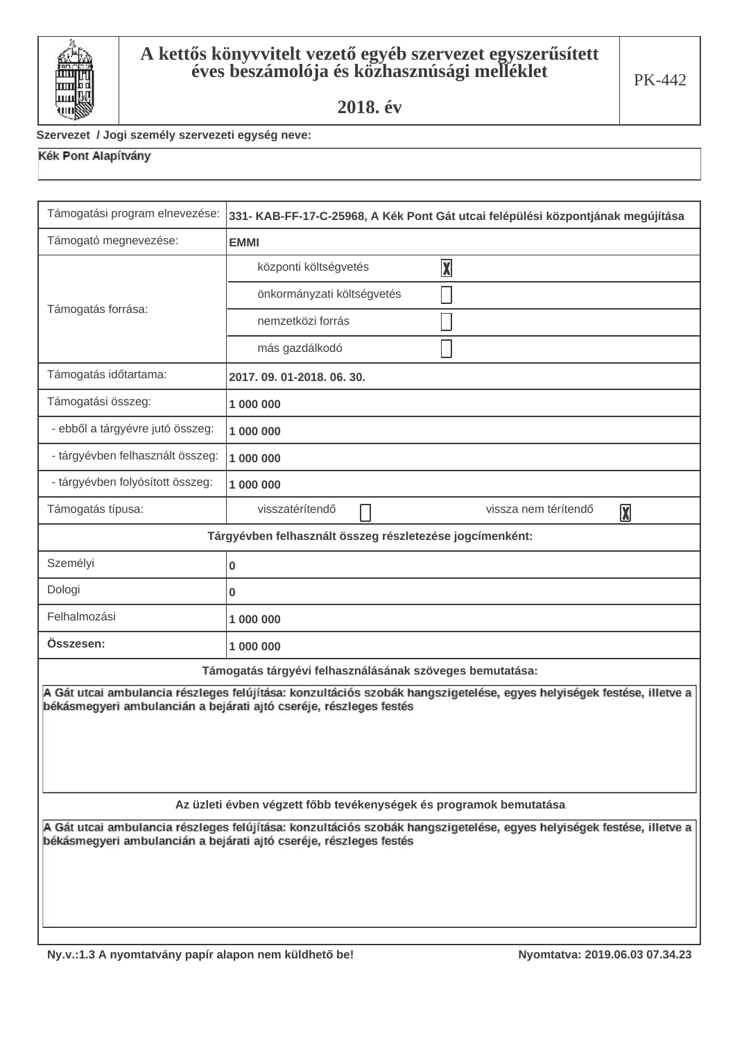# A kettős könyvvitelt vezető egyéb szervezet egyszerűsített éves beszámolója és közhasznúsági melléklet

## 2018. év

PK-442

**Szervezet / Jogi személy szervezeti egység neve:**

**Kék Pont Alapítvány**

| Támogatási program elnevezése: | 331- KAB-FF-17-C-25968, A Kék Pont Gát utcai felépülési központjának megújítása | |
|---|---|---|
| Támogató megnevezése: | EMMI | |
| Támogatás forrása: | központi költségvetés | X |
| | önkormányzati költségvetés | |
| | nemzetközi forrás | |
| | más gazdálkodó | |
| Támogatás időtartama: | 2017. 09. 01-2018. 06. 30. | |
| Támogatási összeg: | 1 000 000 | |
| - ebből a tárgyévre jutó összeg: | 1 000 000 | |
| - tárgyévben felhasznált összeg: | 1 000 000 | |
| - tárgyévben folyósított összeg: | 1 000 000 | |
| Támogatás típusa: | visszatérítendő ☐ | vissza nem térítendő X |

**Tárgyévben felhasznált összeg részletezése jogcímenként:**

| Jogcím | Összeg |
|---|---|
| Személyi | 0 |
| Dologi | 0 |
| Felhalmozási | 1 000 000 |
| **Összesen:** | 1 000 000 |

**Támogatás tárgyévi felhasználásának szöveges bemutatása:**

A Gát utcai ambulancia részleges felújítása: konzultációs szobák hangszigetelése, egyes helyiségek festése, illetve a békásmegyeri ambulancián a bejárati ajtó cseréje, részleges festés

**Az üzleti évben végzett főbb tevékenységek és programok bemutatása**

A Gát utcai ambulancia részleges felújítása: konzultációs szobák hangszigetelése, egyes helyiségek festése, illetve a békásmegyeri ambulancián a bejárati ajtó cseréje, részleges festés

Ny.v.:1.3 A nyomtatvány papír alapon nem küldhető be! Nyomtatva: 2019.06.03 07.34.23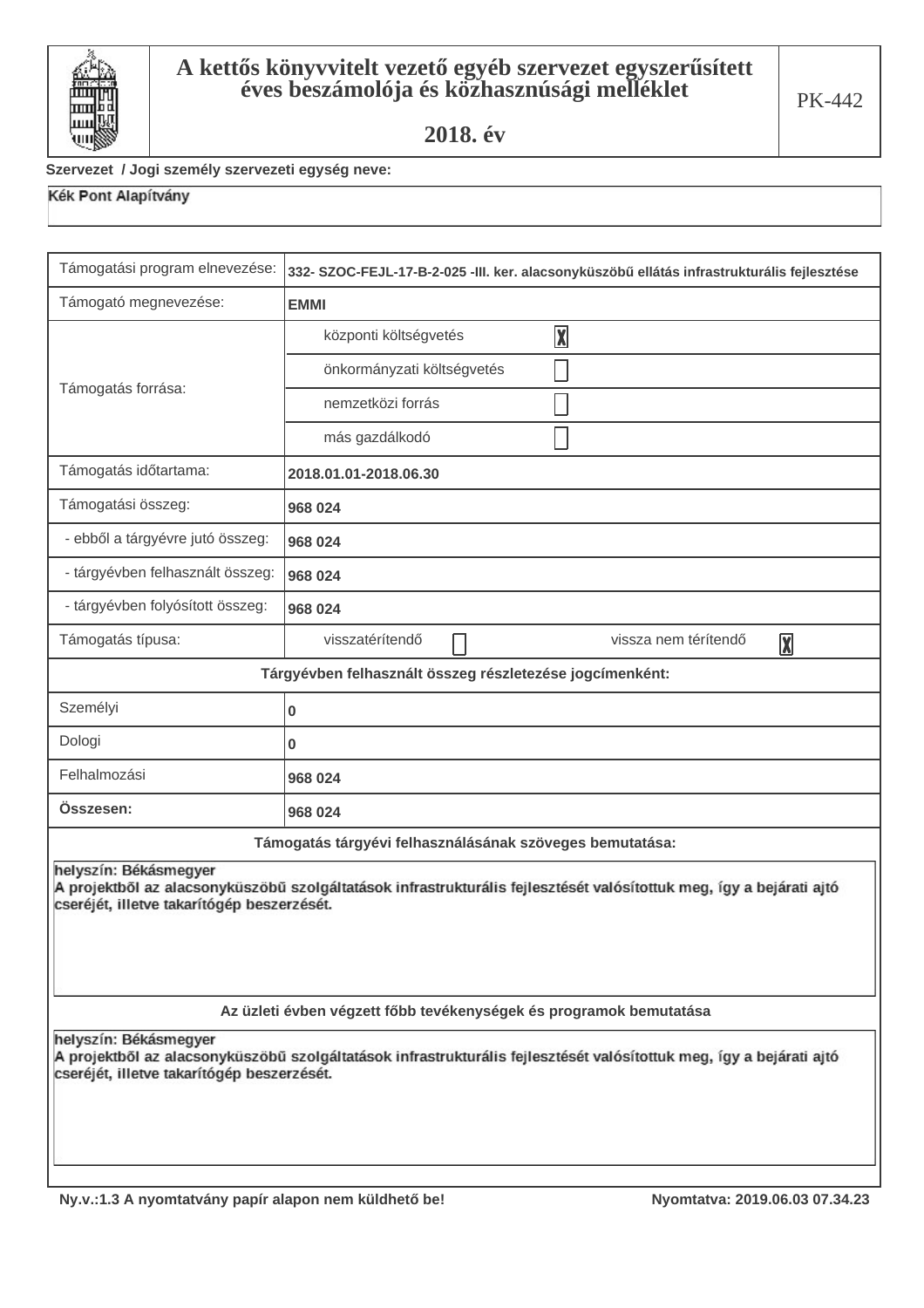# A kettős könyvvitelt vezető egyéb szervezet egyszerűsített éves beszámolója és közhasznúsági melléklet

## 2018. év

PK-442

**Szervezet / Jogi személy szervezeti egység neve:**

**Kék Pont Alapítvány**

| | |
|---|---|
| Támogatási program elnevezése: | **332- SZOC-FEJL-17-B-2-025 -III. ker. alacsonyküszöbű ellátás infrastrukturális fejlesztése** |
| Támogató megnevezése: | **EMMI** |
| Támogatás forrása: | központi költségvetés [X] |
| | önkormányzati költségvetés [ ] |
| | nemzetközi forrás [ ] |
| | más gazdálkodó [ ] |
| Támogatás időtartama: | **2018.01.01-2018.06.30** |
| Támogatási összeg: | **968 024** |
| - ebből a tárgyévre jutó összeg: | **968 024** |
| - tárgyévben felhasznált összeg: | **968 024** |
| - tárgyévben folyósított összeg: | **968 024** |
| Támogatás típusa: | visszatérítendő [ ] vissza nem térítendő [X] |

**Tárgyévben felhasznált összeg részletezése jogcímenként:**

| | |
|---|---|
| Személyi | **0** |
| Dologi | **0** |
| Felhalmozási | **968 024** |
| **Összesen:** | **968 024** |

**Támogatás tárgyévi felhasználásának szöveges bemutatása:**

**helyszín: Békásmegyer**
**A projektből az alacsonyküszöbű szolgáltatások infrastrukturális fejlesztését valósítottuk meg, így a bejárati ajtó cseréjét, illetve takarítógép beszerzését.**

**Az üzleti évben végzett főbb tevékenységek és programok bemutatása**

**helyszín: Békásmegyer**
**A projektből az alacsonyküszöbű szolgáltatások infrastrukturális fejlesztését valósítottuk meg, így a bejárati ajtó cseréjét, illetve takarítógép beszerzését.**

Ny.v.:1.3 A nyomtatvány papír alapon nem küldhető be! Nyomtatva: 2019.06.03 07.34.23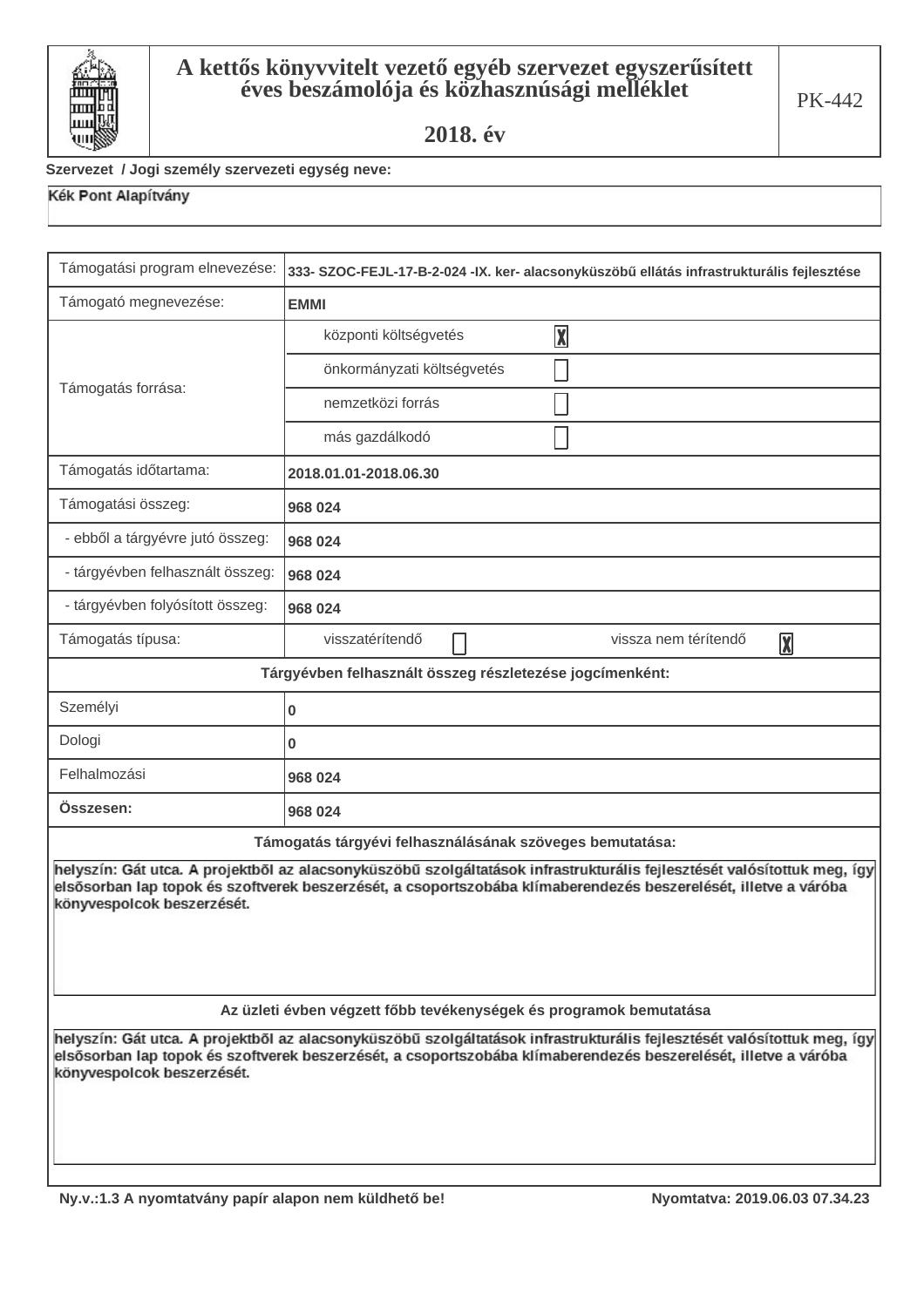# A kettős könyvvitelt vezető egyéb szervezet egyszerűsített éves beszámolója és közhasznúsági melléklet

## 2018. év

PK-442

**Szervezet / Jogi személy szervezeti egység neve:**

Kék Pont Alapítvány

| Támogatási program elnevezése: | 333- SZOC-FEJL-17-B-2-024 -IX. ker- alacsonyküszöbű ellátás infrastrukturális fejlesztése |
|---|---|
| Támogató megnevezése: | EMMI |
| Támogatás forrása: | központi költségvetés [X] |
| | önkormányzati költségvetés [ ] |
| | nemzetközi forrás [ ] |
| | más gazdálkodó [ ] |
| Támogatás időtartama: | 2018.01.01-2018.06.30 |
| Támogatási összeg: | 968 024 |
| - ebből a tárgyévre jutó összeg: | 968 024 |
| - tárgyévben felhasznált összeg: | 968 024 |
| - tárgyévben folyósított összeg: | 968 024 |
| Támogatás típusa: | visszatérítendő [ ] vissza nem térítendő [X] |
| **Tárgyévben felhasznált összeg részletezése jogcímenként:** | |
| Személyi | 0 |
| Dologi | 0 |
| Felhalmozási | 968 024 |
| **Összesen:** | 968 024 |

**Támogatás tárgyévi felhasználásának szöveges bemutatása:**

helyszín: Gát utca. A projektből az alacsonyküszöbű szolgáltatások infrastrukturális fejlesztését valósítottuk meg, így elsősorban lap topok és szoftverek beszerzését, a csoportszobába klímaberendezés beszerelését, illetve a váróba könyvespolcok beszerzését.

**Az üzleti évben végzett főbb tevékenységek és programok bemutatása**

helyszín: Gát utca. A projektből az alacsonyküszöbű szolgáltatások infrastrukturális fejlesztését valósítottuk meg, így elsősorban lap topok és szoftverek beszerzését, a csoportszobába klímaberendezés beszerelését, illetve a váróba könyvespolcok beszerzését.

Ny.v.:1.3 A nyomtatvány papír alapon nem küldhető be! Nyomtatva: 2019.06.03 07.34.23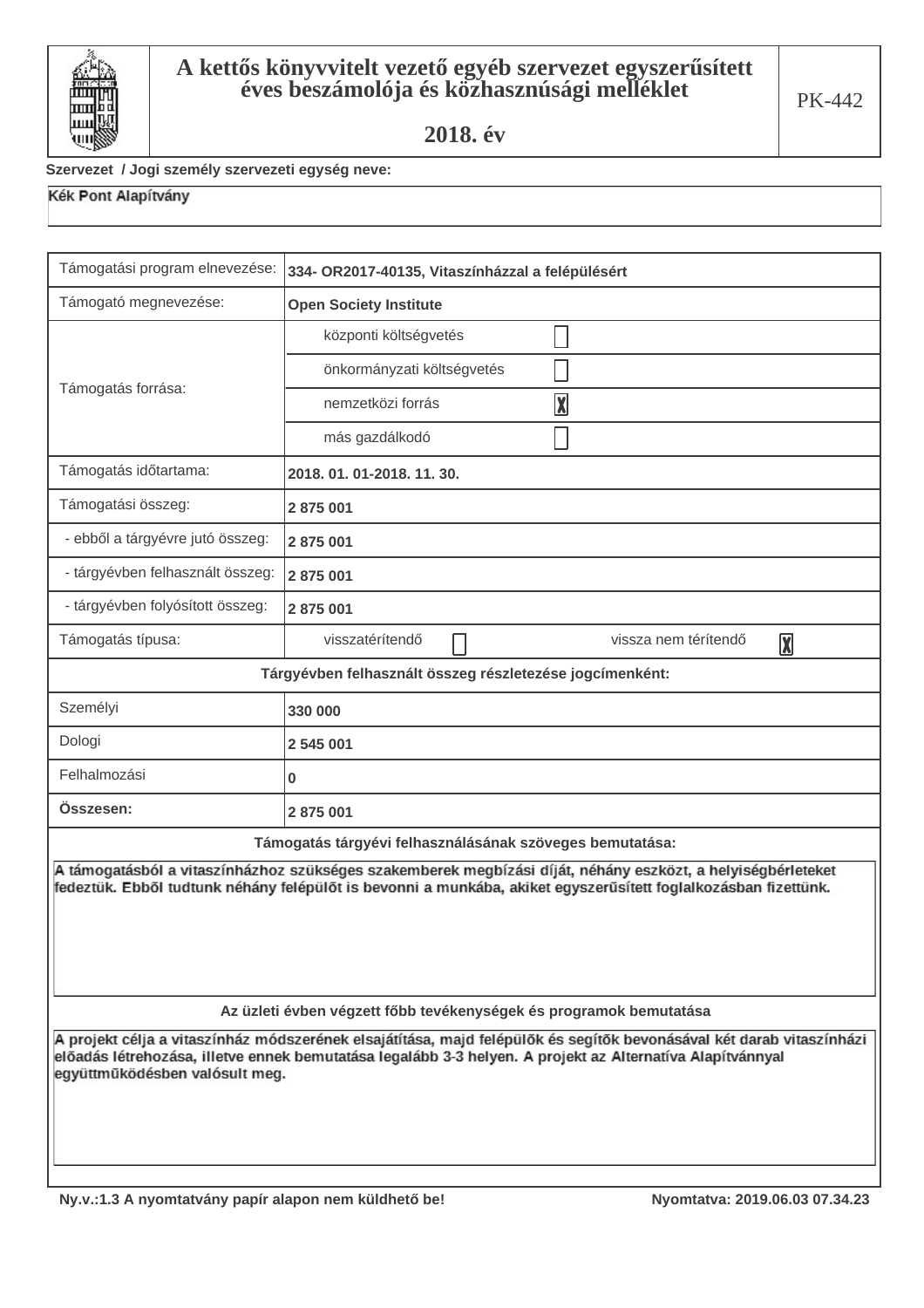# A kettős könyvvitelt vezető egyéb szervezet egyszerűsített éves beszámolója és közhasznúsági melléklet

## 2018. év

PK-442

**Szervezet / Jogi személy szervezeti egység neve:**

Kék Pont Alapítvány

| | |
|---|---|
| Támogatási program elnevezése: | **334- OR2017-40135, Vitaszínházzal a felépülésért** |
| Támogató megnevezése: | **Open Society Institute** |
| Támogatás forrása: | központi költségvetés ☐ |
| | önkormányzati költségvetés ☐ |
| | nemzetközi forrás ☒ |
| | más gazdálkodó ☐ |
| Támogatás időtartama: | **2018. 01. 01-2018. 11. 30.** |
| Támogatási összeg: | **2 875 001** |
| - ebből a tárgyévre jutó összeg: | **2 875 001** |
| - tárgyévben felhasznált összeg: | **2 875 001** |
| - tárgyévben folyósított összeg: | **2 875 001** |
| Támogatás típusa: | visszatérítendő ☐ vissza nem térítendő ☒ |
| **Tárgyévben felhasznált összeg részletezése jogcímenként:** | |
| Személyi | **330 000** |
| Dologi | **2 545 001** |
| Felhalmozási | **0** |
| **Összesen:** | **2 875 001** |

**Támogatás tárgyévi felhasználásának szöveges bemutatása:**

A támogatásból a vitaszínházhoz szükséges szakemberek megbízási díját, néhány eszközt, a helyiségbérleteket fedeztük. Ebből tudtunk néhány felépülőt is bevonni a munkába, akiket egyszerűsített foglalkozásban fizettünk.

**Az üzleti évben végzett főbb tevékenységek és programok bemutatása**

A projekt célja a vitaszínház módszerének elsajátítása, majd felépülők és segítők bevonásával két darab vitaszínházi előadás létrehozása, illetve ennek bemutatása legalább 3-3 helyen. A projekt az Alternatíva Alapítvánnyal együttműködésben valósult meg.

Ny.v.:1.3 A nyomtatvány papír alapon nem küldhető be! Nyomtatva: 2019.06.03 07.34.23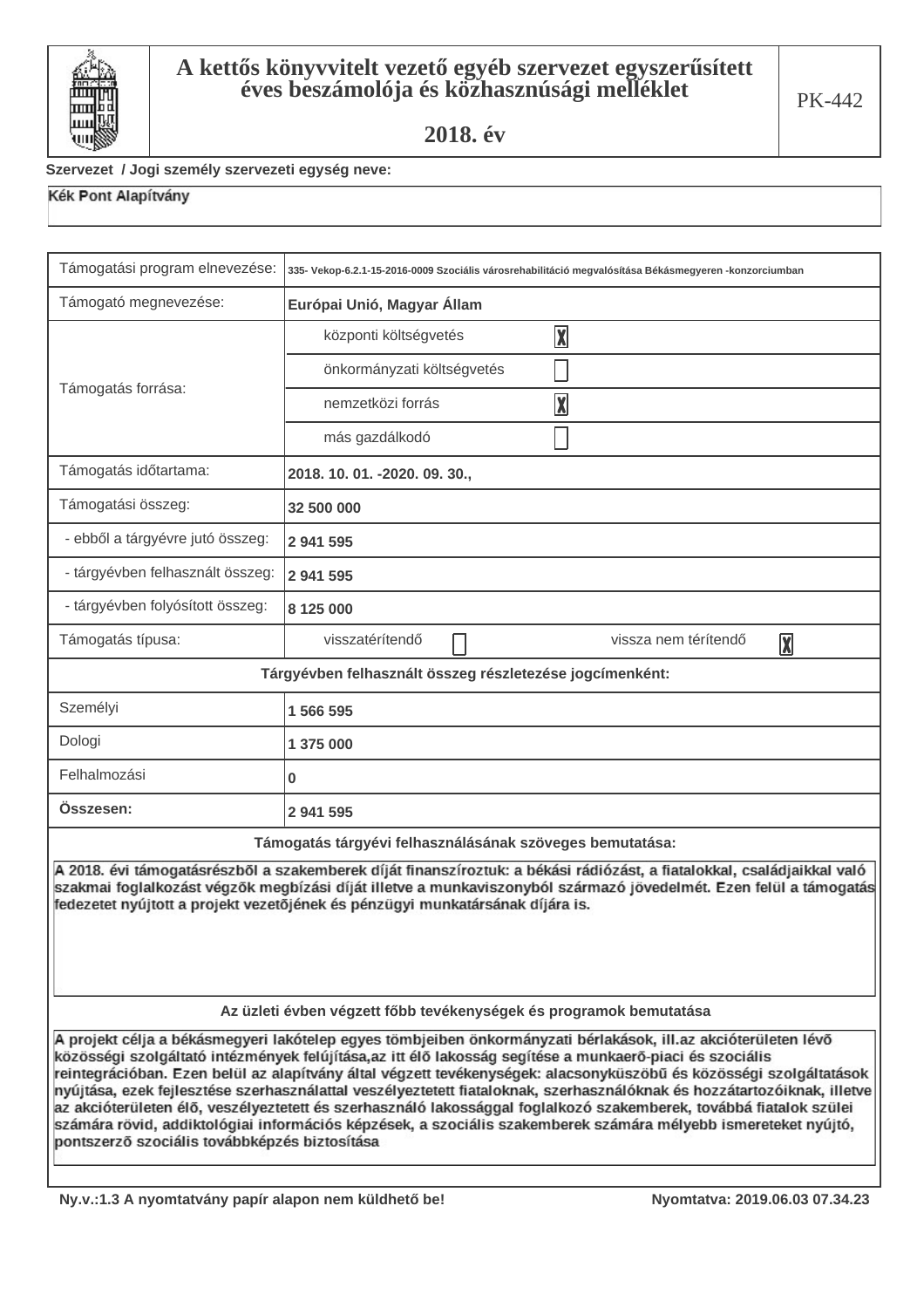# A kettős könyvvitelt vezető egyéb szervezet egyszerűsített éves beszámolója és közhasznúsági melléklet

**2018. év**

PK-442

Szervezet / Jogi személy szervezeti egység neve:

**Kék Pont Alapítvány**

| | |
|---|---|
| Támogatási program elnevezése: | 335- Vekop-6.2.1-15-2016-0009 Szociális városrehabilitáció megvalósítása Békásmegyeren -konzorciumban |
| Támogató megnevezése: | Európai Unió, Magyar Állam |
| Támogatás forrása: | központi költségvetés [X] |
| | önkormányzati költségvetés [ ] |
| | nemzetközi forrás [X] |
| | más gazdálkodó [ ] |
| Támogatás időtartama: | 2018. 10. 01. -2020. 09. 30., |
| Támogatási összeg: | 32 500 000 |
| - ebből a tárgyévre jutó összeg: | 2 941 595 |
| - tárgyévben felhasznált összeg: | 2 941 595 |
| - tárgyévben folyósított összeg: | 8 125 000 |
| Támogatás típusa: | visszatérítendő [ ] vissza nem térítendő [X] |

**Tárgyévben felhasznált összeg részletezése jogcímenként:**

| | |
|---|---|
| Személyi | 1 566 595 |
| Dologi | 1 375 000 |
| Felhalmozási | 0 |
| **Összesen:** | 2 941 595 |

**Támogatás tárgyévi felhasználásának szöveges bemutatása:**

A 2018. évi támogatásrészből a szakemberek díját finanszíroztuk: a békási rádiózást, a fiatalokkal, családjaikkal való szakmai foglalkozást végzők megbízási díját illetve a munkaviszonyból származó jövedelmét. Ezen felül a támogatás fedezetet nyújtott a projekt vezetőjének és pénzügyi munkatársának díjára is.

**Az üzleti évben végzett főbb tevékenységek és programok bemutatása**

A projekt célja a békásmegyeri lakótelep egyes tömbjeiben önkormányzati bérlakások, ill.az akcióterületen lévő közösségi szolgáltató intézmények felújítása,az itt élő lakosság segítése a munkaerő-piaci és szociális reintegrációban. Ezen belül az alapítvány által végzett tevékenységek: alacsonyküszöbű és közösségi szolgáltatások nyújtása, ezek fejlesztése szerhasználattal veszélyeztetett fiataloknak, szerhasználóknak és hozzátartozóiknak, illetve az akcióterületen élő, veszélyeztetett és szerhasználó lakossággal foglalkozó szakemberek, továbbá fiatalok szülei számára rövid, addiktológiai információs képzések, a szociális szakemberek számára mélyebb ismereteket nyújtó, pontszerző szociális továbbképzés biztosítása

Ny.v.:1.3 A nyomtatvány papír alapon nem küldhető be! Nyomtatva: 2019.06.03 07.34.23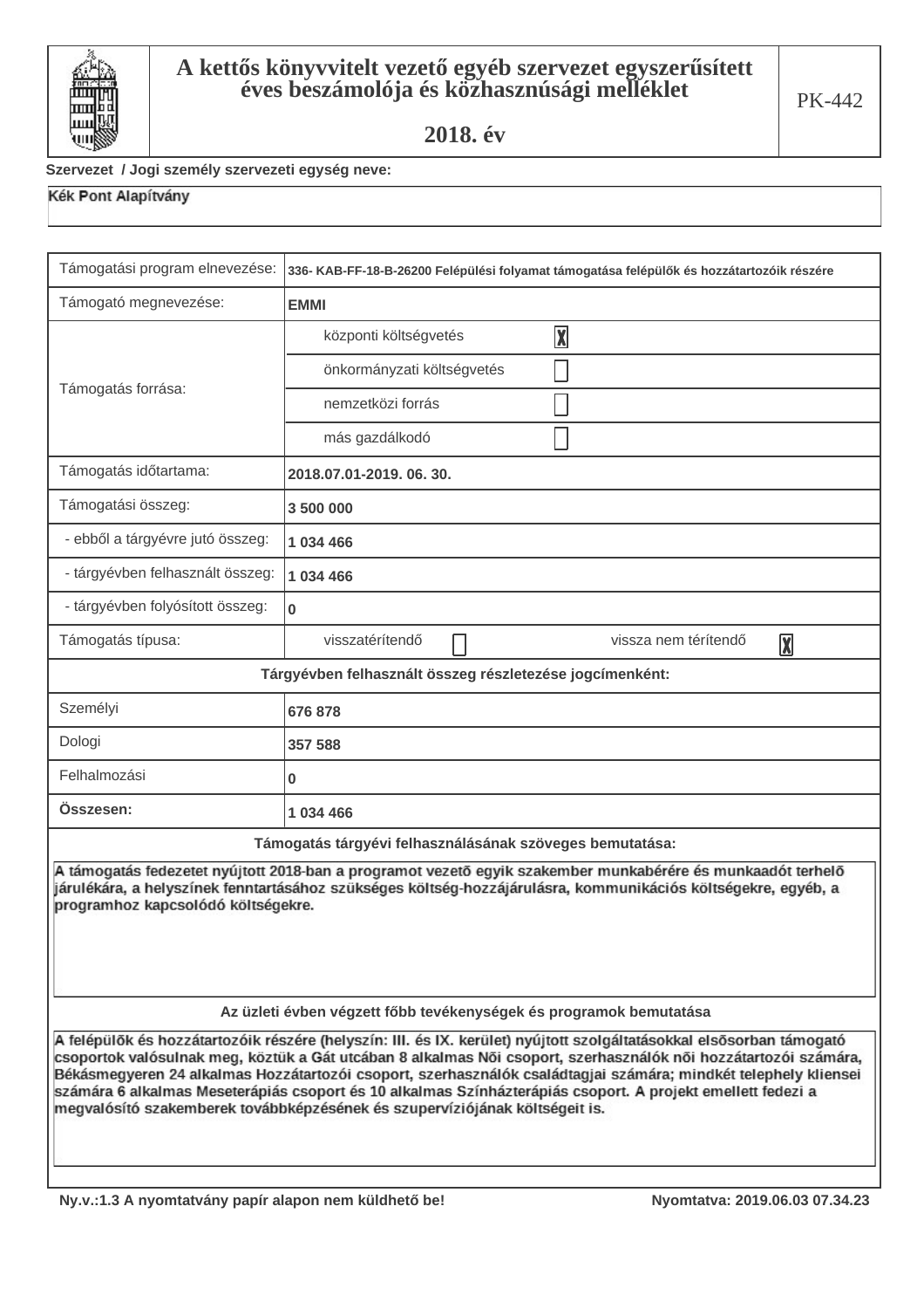# A kettős könyvvitelt vezető egyéb szervezet egyszerűsített éves beszámolója és közhasznúsági melléklet

## 2018. év

PK-442

**Szervezet / Jogi személy szervezeti egység neve:**

Kék Pont Alapítvány

| | |
|---|---|
| Támogatási program elnevezése: | 336- KAB-FF-18-B-26200 Felépülési folyamat támogatása felépülők és hozzátartozóik részére |
| Támogató megnevezése: | EMMI |
| Támogatás forrása: | központi költségvetés [X] |
| | önkormányzati költségvetés [ ] |
| | nemzetközi forrás [ ] |
| | más gazdálkodó [ ] |
| Támogatás időtartama: | 2018.07.01-2019. 06. 30. |
| Támogatási összeg: | 3 500 000 |
| - ebből a tárgyévre jutó összeg: | 1 034 466 |
| - tárgyévben felhasznált összeg: | 1 034 466 |
| - tárgyévben folyósított összeg: | 0 |
| Támogatás típusa: | visszatérítendő [ ] vissza nem térítendő [X] |

**Tárgyévben felhasznált összeg részletezése jogcímenként:**

| | |
|---|---|
| Személyi | 676 878 |
| Dologi | 357 588 |
| Felhalmozási | 0 |
| **Összesen:** | 1 034 466 |

**Támogatás tárgyévi felhasználásának szöveges bemutatása:**

A támogatás fedezetet nyújtott 2018-ban a programot vezető egyik szakember munkabérére és munkaadót terhelő járulékára, a helyszínek fenntartásához szükséges költség-hozzájárulásra, kommunikációs költségekre, egyéb, a programhoz kapcsolódó költségekre.

**Az üzleti évben végzett főbb tevékenységek és programok bemutatása**

A felépülők és hozzátartozóik részére (helyszín: III. és IX. kerület) nyújtott szolgáltatásokkal elsősorban támogató csoportok valósulnak meg, köztük a Gát utcában 8 alkalmas Női csoport, szerhasználók női hozzátartozói számára, Békásmegyeren 24 alkalmas Hozzátartozói csoport, szerhasználók családtagjai számára; mindkét telephely kliensei számára 6 alkalmas Meseterápiás csoport és 10 alkalmas Színházterápiás csoport. A projekt emellett fedezi a megvalósító szakemberek továbbképzésének és szupervíziójának költségeit is.

Ny.v.:1.3 A nyomtatvány papír alapon nem küldhető be! Nyomtatva: 2019.06.03 07.34.23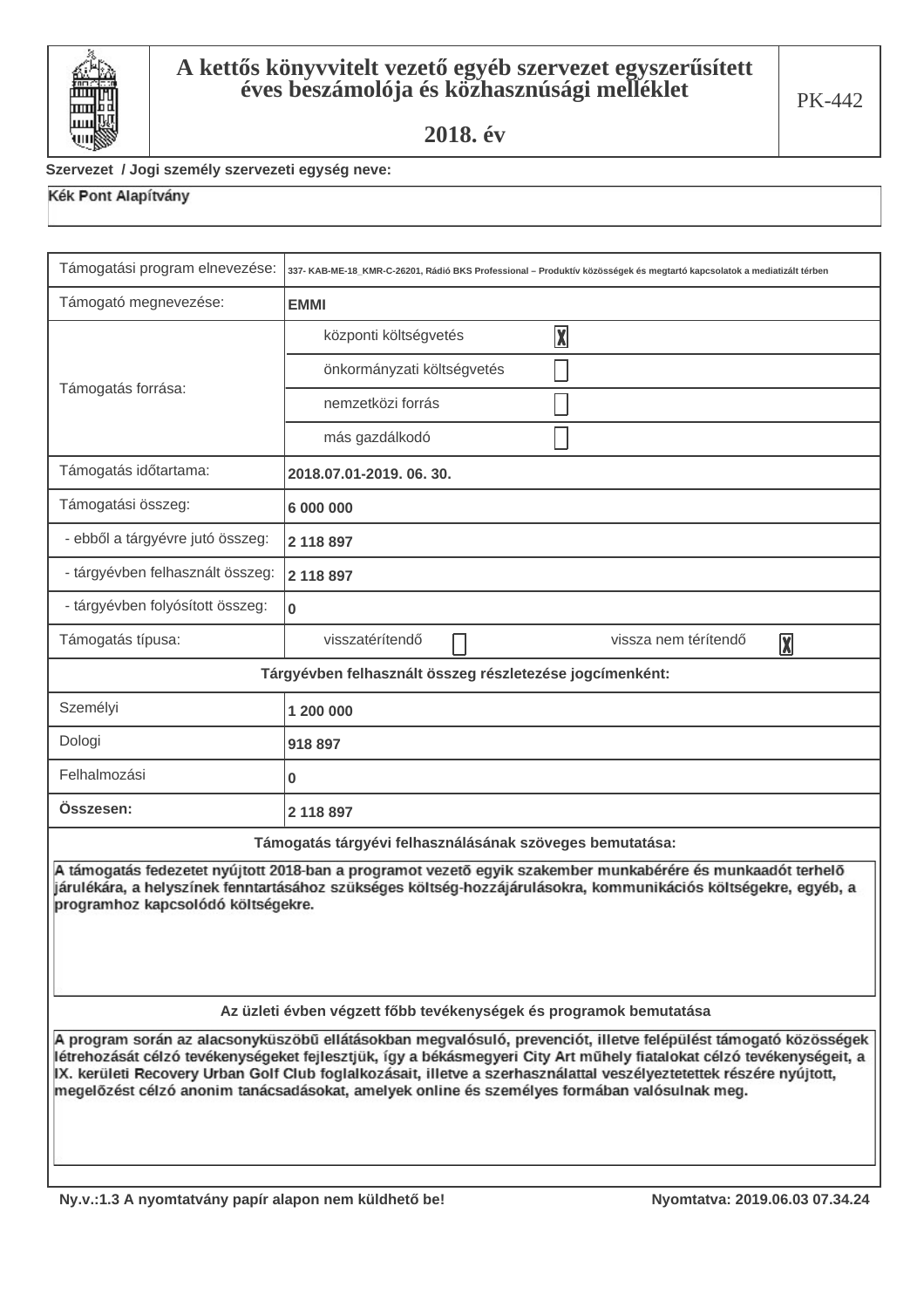# A kettős könyvvitelt vezető egyéb szervezet egyszerűsített éves beszámolója és közhasznúsági melléklet

## 2018. év

PK-442

**Szervezet / Jogi személy szervezeti egység neve:**

Kék Pont Alapítvány

| Támogatási program elnevezése: | 337- KAB-ME-18_KMR-C-26201, Rádió BKS Professional – Produktív közösségek és megtartó kapcsolatok a mediatizált térben |
|---|---|
| Támogató megnevezése: | EMMI |
| Támogatás forrása: | központi költségvetés [X] |
| | önkormányzati költségvetés [ ] |
| | nemzetközi forrás [ ] |
| | más gazdálkodó [ ] |
| Támogatás időtartama: | 2018.07.01-2019. 06. 30. |
| Támogatási összeg: | 6 000 000 |
| - ebből a tárgyévre jutó összeg: | 2 118 897 |
| - tárgyévben felhasznált összeg: | 2 118 897 |
| - tárgyévben folyósított összeg: | 0 |
| Támogatás típusa: | visszatérítendő [ ] vissza nem térítendő [X] |

**Tárgyévben felhasznált összeg részletezése jogcímenként:**

| Jogcím | Összeg |
|---|---|
| Személyi | 1 200 000 |
| Dologi | 918 897 |
| Felhalmozási | 0 |
| **Összesen:** | 2 118 897 |

**Támogatás tárgyévi felhasználásának szöveges bemutatása:**

A támogatás fedezetet nyújtott 2018-ban a programot vezető egyik szakember munkabérére és munkaadót terhelő járulékára, a helyszínek fenntartásához szükséges költség-hozzájárulásokra, kommunikációs költségekre, egyéb, a programhoz kapcsolódó költségekre.

**Az üzleti évben végzett főbb tevékenységek és programok bemutatása**

A program során az alacsonyküszöbű ellátásokban megvalósuló, prevenciót, illetve felépülést támogató közösségek létrehozását célzó tevékenységeket fejlesztjük, így a békásmegyeri City Art műhely fiatalokat célzó tevékenységeit, a IX. kerületi Recovery Urban Golf Club foglalkozásait, illetve a szerhasználattal veszélyeztetettek részére nyújtott, megelőzést célzó anonim tanácsadásokat, amelyek online és személyes formában valósulnak meg.

Ny.v.:1.3 A nyomtatvány papír alapon nem küldhető be! Nyomtatva: 2019.06.03 07.34.24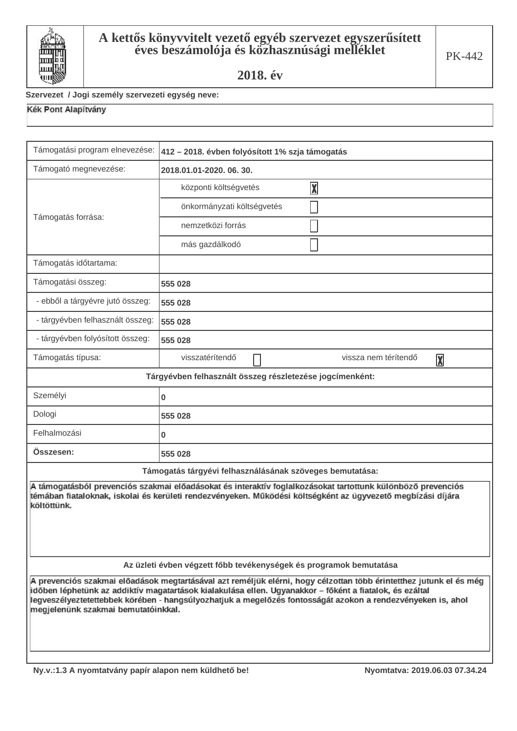# A kettős könyvvitelt vezető egyéb szervezet egyszerűsített éves beszámolója és közhasznúsági melléklet

## 2018. év

PK-442

Szervezet / Jogi személy szervezeti egység neve:

Kék Pont Alapítvány

| | |
|---|---|
| Támogatási program elnevezése: | 412 – 2018. évben folyósított 1% szja támogatás |
| Támogató megnevezése: | 2018.01.01-2020. 06. 30. |
| Támogatás forrása: | központi költségvetés [X] |
| | önkormányzati költségvetés [ ] |
| | nemzetközi forrás [ ] |
| | más gazdálkodó [ ] |
| Támogatás időtartama: | |
| Támogatási összeg: | 555 028 |
| - ebből a tárgyévre jutó összeg: | 555 028 |
| - tárgyévben felhasznált összeg: | 555 028 |
| - tárgyévben folyósított összeg: | 555 028 |
| Támogatás típusa: | visszatérítendő [ ] vissza nem térítendő [X] |

**Tárgyévben felhasznált összeg részletezése jogcímenként:**

| | |
|---|---|
| Személyi | 0 |
| Dologi | 555 028 |
| Felhalmozási | 0 |
| **Összesen:** | 555 028 |

**Támogatás tárgyévi felhasználásának szöveges bemutatása:**

A támogatásból prevenciós szakmai előadásokat és interaktív foglalkozásokat tartottunk különböző prevenciós témában fiataloknak, iskolai és kerületi rendezvényeken. Működési költségként az ügyvezető megbízási díjára költöttünk.

**Az üzleti évben végzett főbb tevékenységek és programok bemutatása**

A prevenciós szakmai előadások megtartásával azt reméljük elérni, hogy célzottan több érintetthez jutunk el és még időben léphetünk az addiktív magatartások kialakulása ellen. Ugyanakkor – főként a fiatalok, és ezáltal legveszélyeztetettebbek körében - hangsúlyozhatjuk a megelőzés fontosságát azokon a rendezvényeken is, ahol megjelenünk szakmai bemutatóinkkal.

Ny.v.:1.3 A nyomtatvány papír alapon nem küldhető be! Nyomtatva: 2019.06.03 07.34.24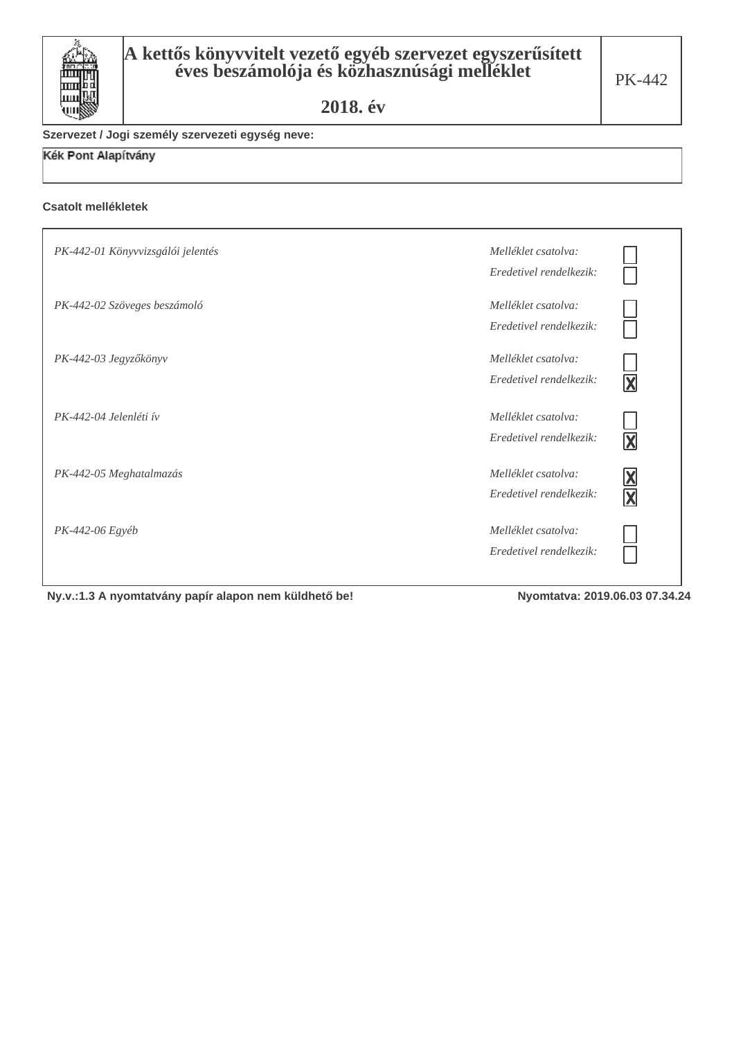# A kettős könyvvitelt vezető egyéb szervezet egyszerűsített éves beszámolója és közhasznúsági melléklet

## 2018. év

PK-442

**Szervezet / Jogi személy szervezeti egység neve:**

**Kék Pont Alapítvány**

**Csatolt mellékletek**

| | | |
|---|---|---|
| *PK-442-01 Könyvvizsgálói jelentés* | *Melléklet csatolva:* | ☐ |
| | *Eredetivel rendelkezik:* | ☐ |
| *PK-442-02 Szöveges beszámoló* | *Melléklet csatolva:* | ☐ |
| | *Eredetivel rendelkezik:* | ☐ |
| *PK-442-03 Jegyzőkönyv* | *Melléklet csatolva:* | ☐ |
| | *Eredetivel rendelkezik:* | X |
| *PK-442-04 Jelenléti ív* | *Melléklet csatolva:* | ☐ |
| | *Eredetivel rendelkezik:* | X |
| *PK-442-05 Meghatalmazás* | *Melléklet csatolva:* | X |
| | *Eredetivel rendelkezik:* | X |
| *PK-442-06 Egyéb* | *Melléklet csatolva:* | ☐ |
| | *Eredetivel rendelkezik:* | ☐ |

**Ny.v.:1.3 A nyomtatvány papír alapon nem küldhető be!** **Nyomtatva: 2019.06.03 07.34.24**